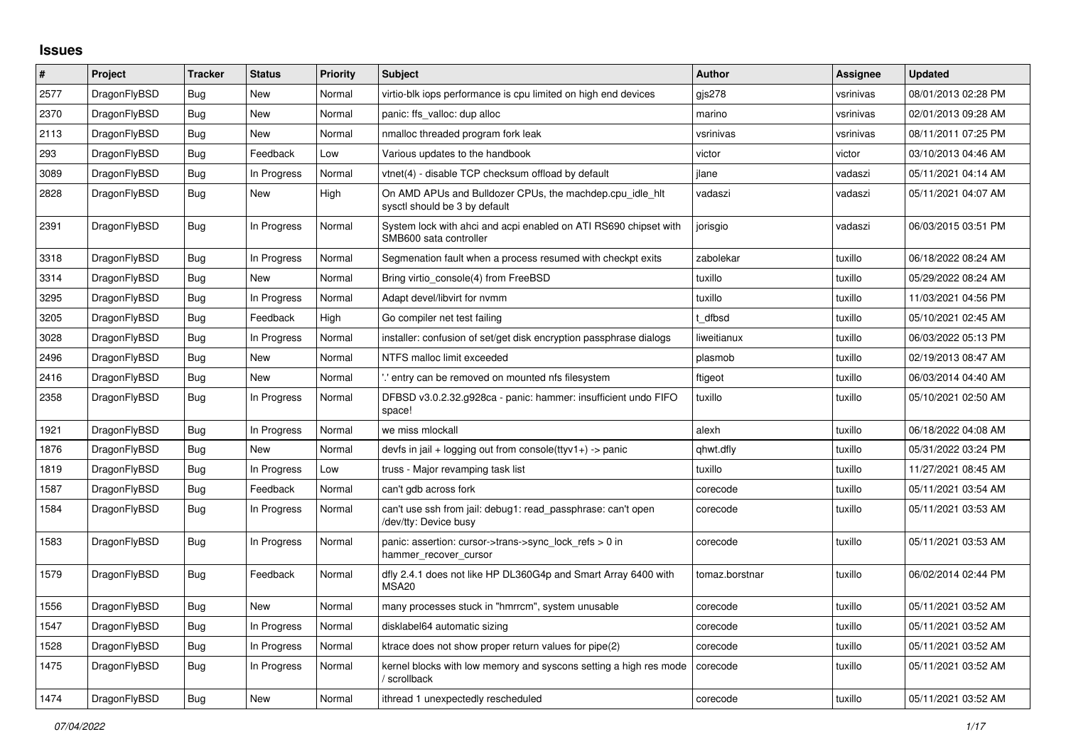# Issues

| # | Project | Tracker | Status | Priority | Subject | Author | Assignee | Updated |
|---|---|---|---|---|---|---|---|---|
| 2577 | DragonFlyBSD | Bug | New | Normal | virtio-blk iops performance is cpu limited on high end devices | gjs278 | vsrinivas | 08/01/2013 02:28 PM |
| 2370 | DragonFlyBSD | Bug | New | Normal | panic: ffs_valloc: dup alloc | marino | vsrinivas | 02/01/2013 09:28 AM |
| 2113 | DragonFlyBSD | Bug | New | Normal | nmalloc threaded program fork leak | vsrinivas | vsrinivas | 08/11/2011 07:25 PM |
| 293 | DragonFlyBSD | Bug | Feedback | Low | Various updates to the handbook | victor | victor | 03/10/2013 04:46 AM |
| 3089 | DragonFlyBSD | Bug | In Progress | Normal | vtnet(4) - disable TCP checksum offload by default | jlane | vadaszi | 05/11/2021 04:14 AM |
| 2828 | DragonFlyBSD | Bug | New | High | On AMD APUs and Bulldozer CPUs, the machdep.cpu_idle_hlt sysctl should be 3 by default | vadaszi | vadaszi | 05/11/2021 04:07 AM |
| 2391 | DragonFlyBSD | Bug | In Progress | Normal | System lock with ahci and acpi enabled on ATI RS690 chipset with SMB600 sata controller | jorisgio | vadaszi | 06/03/2015 03:51 PM |
| 3318 | DragonFlyBSD | Bug | In Progress | Normal | Segmenation fault when a process resumed with checkpt exits | zabolekar | tuxillo | 06/18/2022 08:24 AM |
| 3314 | DragonFlyBSD | Bug | New | Normal | Bring virtio_console(4) from FreeBSD | tuxillo | tuxillo | 05/29/2022 08:24 AM |
| 3295 | DragonFlyBSD | Bug | In Progress | Normal | Adapt devel/libvirt for nvmm | tuxillo | tuxillo | 11/03/2021 04:56 PM |
| 3205 | DragonFlyBSD | Bug | Feedback | High | Go compiler net test failing | t_dfbsd | tuxillo | 05/10/2021 02:45 AM |
| 3028 | DragonFlyBSD | Bug | In Progress | Normal | installer: confusion of set/get disk encryption passphrase dialogs | liweitianux | tuxillo | 06/03/2022 05:13 PM |
| 2496 | DragonFlyBSD | Bug | New | Normal | NTFS malloc limit exceeded | plasmob | tuxillo | 02/19/2013 08:47 AM |
| 2416 | DragonFlyBSD | Bug | New | Normal | '.' entry can be removed on mounted nfs filesystem | ftigeot | tuxillo | 06/03/2014 04:40 AM |
| 2358 | DragonFlyBSD | Bug | In Progress | Normal | DFBSD v3.0.2.32.g928ca - panic: hammer: insufficient undo FIFO space! | tuxillo | tuxillo | 05/10/2021 02:50 AM |
| 1921 | DragonFlyBSD | Bug | In Progress | Normal | we miss mlockall | alexh | tuxillo | 06/18/2022 04:08 AM |
| 1876 | DragonFlyBSD | Bug | New | Normal | devfs in jail + logging out from console(ttyv1+) -> panic | qhwt.dfly | tuxillo | 05/31/2022 03:24 PM |
| 1819 | DragonFlyBSD | Bug | In Progress | Low | truss - Major revamping task list | tuxillo | tuxillo | 11/27/2021 08:45 AM |
| 1587 | DragonFlyBSD | Bug | Feedback | Normal | can't gdb across fork | corecode | tuxillo | 05/11/2021 03:54 AM |
| 1584 | DragonFlyBSD | Bug | In Progress | Normal | can't use ssh from jail: debug1: read_passphrase: can't open /dev/tty: Device busy | corecode | tuxillo | 05/11/2021 03:53 AM |
| 1583 | DragonFlyBSD | Bug | In Progress | Normal | panic: assertion: cursor->trans->sync_lock_refs > 0 in hammer_recover_cursor | corecode | tuxillo | 05/11/2021 03:53 AM |
| 1579 | DragonFlyBSD | Bug | Feedback | Normal | dfly 2.4.1 does not like HP DL360G4p and Smart Array 6400 with MSA20 | tomaz.borstnar | tuxillo | 06/02/2014 02:44 PM |
| 1556 | DragonFlyBSD | Bug | New | Normal | many processes stuck in "hmrrcm", system unusable | corecode | tuxillo | 05/11/2021 03:52 AM |
| 1547 | DragonFlyBSD | Bug | In Progress | Normal | disklabel64 automatic sizing | corecode | tuxillo | 05/11/2021 03:52 AM |
| 1528 | DragonFlyBSD | Bug | In Progress | Normal | ktrace does not show proper return values for pipe(2) | corecode | tuxillo | 05/11/2021 03:52 AM |
| 1475 | DragonFlyBSD | Bug | In Progress | Normal | kernel blocks with low memory and syscons setting a high res mode / scrollback | corecode | tuxillo | 05/11/2021 03:52 AM |
| 1474 | DragonFlyBSD | Bug | New | Normal | ithread 1 unexpectedly rescheduled | corecode | tuxillo | 05/11/2021 03:52 AM |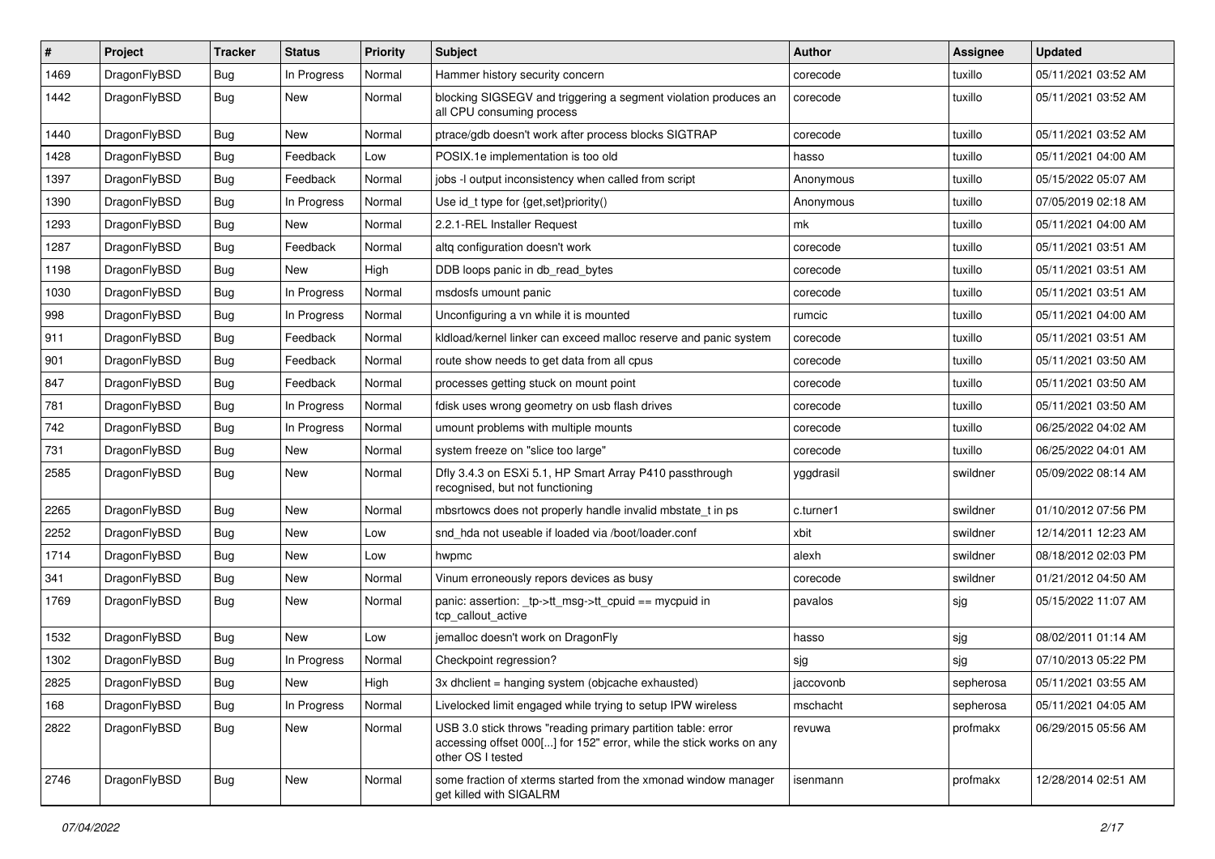| # | Project | Tracker | Status | Priority | Subject | Author | Assignee | Updated |
|---|---|---|---|---|---|---|---|---|
| 1469 | DragonFlyBSD | Bug | In Progress | Normal | Hammer history security concern | corecode | tuxillo | 05/11/2021 03:52 AM |
| 1442 | DragonFlyBSD | Bug | New | Normal | blocking SIGSEGV and triggering a segment violation produces an all CPU consuming process | corecode | tuxillo | 05/11/2021 03:52 AM |
| 1440 | DragonFlyBSD | Bug | New | Normal | ptrace/gdb doesn't work after process blocks SIGTRAP | corecode | tuxillo | 05/11/2021 03:52 AM |
| 1428 | DragonFlyBSD | Bug | Feedback | Low | POSIX.1e implementation is too old | hasso | tuxillo | 05/11/2021 04:00 AM |
| 1397 | DragonFlyBSD | Bug | Feedback | Normal | jobs -l output inconsistency when called from script | Anonymous | tuxillo | 05/15/2022 05:07 AM |
| 1390 | DragonFlyBSD | Bug | In Progress | Normal | Use id_t type for {get,set}priority() | Anonymous | tuxillo | 07/05/2019 02:18 AM |
| 1293 | DragonFlyBSD | Bug | New | Normal | 2.2.1-REL Installer Request | mk | tuxillo | 05/11/2021 04:00 AM |
| 1287 | DragonFlyBSD | Bug | Feedback | Normal | altq configuration doesn't work | corecode | tuxillo | 05/11/2021 03:51 AM |
| 1198 | DragonFlyBSD | Bug | New | High | DDB loops panic in db_read_bytes | corecode | tuxillo | 05/11/2021 03:51 AM |
| 1030 | DragonFlyBSD | Bug | In Progress | Normal | msdosfs umount panic | corecode | tuxillo | 05/11/2021 03:51 AM |
| 998 | DragonFlyBSD | Bug | In Progress | Normal | Unconfiguring a vn while it is mounted | rumcic | tuxillo | 05/11/2021 04:00 AM |
| 911 | DragonFlyBSD | Bug | Feedback | Normal | kldload/kernel linker can exceed malloc reserve and panic system | corecode | tuxillo | 05/11/2021 03:51 AM |
| 901 | DragonFlyBSD | Bug | Feedback | Normal | route show needs to get data from all cpus | corecode | tuxillo | 05/11/2021 03:50 AM |
| 847 | DragonFlyBSD | Bug | Feedback | Normal | processes getting stuck on mount point | corecode | tuxillo | 05/11/2021 03:50 AM |
| 781 | DragonFlyBSD | Bug | In Progress | Normal | fdisk uses wrong geometry on usb flash drives | corecode | tuxillo | 05/11/2021 03:50 AM |
| 742 | DragonFlyBSD | Bug | In Progress | Normal | umount problems with multiple mounts | corecode | tuxillo | 06/25/2022 04:02 AM |
| 731 | DragonFlyBSD | Bug | New | Normal | system freeze on "slice too large" | corecode | tuxillo | 06/25/2022 04:01 AM |
| 2585 | DragonFlyBSD | Bug | New | Normal | Dfly 3.4.3 on ESXi 5.1, HP Smart Array P410 passthrough recognised, but not functioning | yggdrasil | swildner | 05/09/2022 08:14 AM |
| 2265 | DragonFlyBSD | Bug | New | Normal | mbsrtowcs does not properly handle invalid mbstate_t in ps | c.turner1 | swildner | 01/10/2012 07:56 PM |
| 2252 | DragonFlyBSD | Bug | New | Low | snd_hda not useable if loaded via /boot/loader.conf | xbit | swildner | 12/14/2011 12:23 AM |
| 1714 | DragonFlyBSD | Bug | New | Low | hwpmc | alexh | swildner | 08/18/2012 02:03 PM |
| 341 | DragonFlyBSD | Bug | New | Normal | Vinum erroneously repors devices as busy | corecode | swildner | 01/21/2012 04:50 AM |
| 1769 | DragonFlyBSD | Bug | New | Normal | panic: assertion: _tp->tt_msg->tt_cpuid == mycpuid in tcp_callout_active | pavalos | sjg | 05/15/2022 11:07 AM |
| 1532 | DragonFlyBSD | Bug | New | Low | jemalloc doesn't work on DragonFly | hasso | sjg | 08/02/2011 01:14 AM |
| 1302 | DragonFlyBSD | Bug | In Progress | Normal | Checkpoint regression? | sjg | sjg | 07/10/2013 05:22 PM |
| 2825 | DragonFlyBSD | Bug | New | High | 3x dhclient = hanging system (objcache exhausted) | jaccovonb | sepherosa | 05/11/2021 03:55 AM |
| 168 | DragonFlyBSD | Bug | In Progress | Normal | Livelocked limit engaged while trying to setup IPW wireless | mschacht | sepherosa | 05/11/2021 04:05 AM |
| 2822 | DragonFlyBSD | Bug | New | Normal | USB 3.0 stick throws "reading primary partition table: error accessing offset 000[...] for 152" error, while the stick works on any other OS I tested | revuwa | profmakx | 06/29/2015 05:56 AM |
| 2746 | DragonFlyBSD | Bug | New | Normal | some fraction of xterms started from the xmonad window manager get killed with SIGALRM | isenmann | profmakx | 12/28/2014 02:51 AM |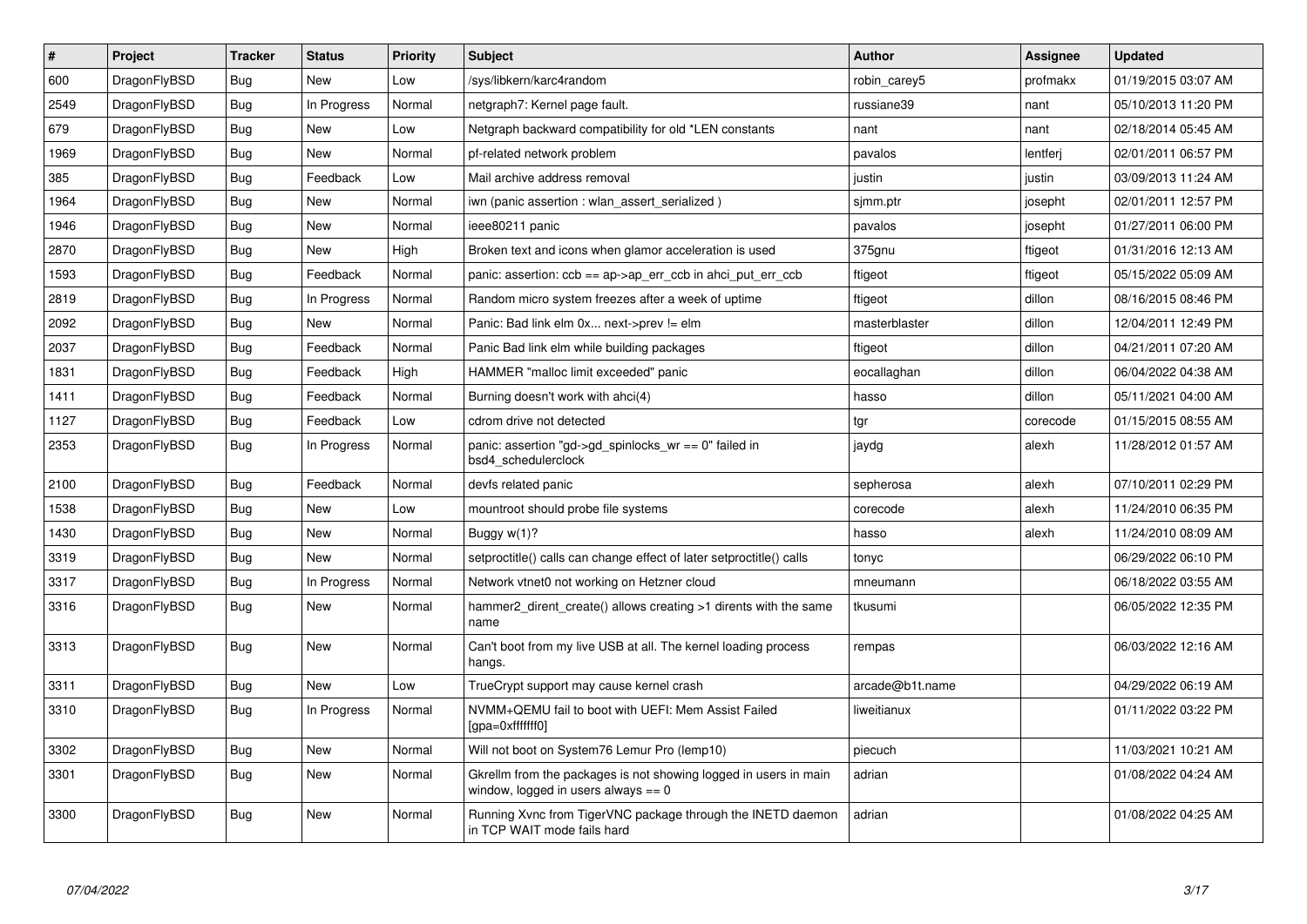| # | Project | Tracker | Status | Priority | Subject | Author | Assignee | Updated |
|---|---|---|---|---|---|---|---|---|
| 600 | DragonFlyBSD | Bug | New | Low | /sys/libkern/karc4random | robin_carey5 | profmakx | 01/19/2015 03:07 AM |
| 2549 | DragonFlyBSD | Bug | In Progress | Normal | netgraph7: Kernel page fault. | russiane39 | nant | 05/10/2013 11:20 PM |
| 679 | DragonFlyBSD | Bug | New | Low | Netgraph backward compatibility for old *LEN constants | nant | nant | 02/18/2014 05:45 AM |
| 1969 | DragonFlyBSD | Bug | New | Normal | pf-related network problem | pavalos | lentferj | 02/01/2011 06:57 PM |
| 385 | DragonFlyBSD | Bug | Feedback | Low | Mail archive address removal | justin | justin | 03/09/2013 11:24 AM |
| 1964 | DragonFlyBSD | Bug | New | Normal | iwn (panic assertion : wlan_assert_serialized ) | sjmm.ptr | josepht | 02/01/2011 12:57 PM |
| 1946 | DragonFlyBSD | Bug | New | Normal | ieee80211 panic | pavalos | josepht | 01/27/2011 06:00 PM |
| 2870 | DragonFlyBSD | Bug | New | High | Broken text and icons when glamor acceleration is used | 375gnu | ftigeot | 01/31/2016 12:13 AM |
| 1593 | DragonFlyBSD | Bug | Feedback | Normal | panic: assertion: ccb == ap->ap_err_ccb in ahci_put_err_ccb | ftigeot | ftigeot | 05/15/2022 05:09 AM |
| 2819 | DragonFlyBSD | Bug | In Progress | Normal | Random micro system freezes after a week of uptime | ftigeot | dillon | 08/16/2015 08:46 PM |
| 2092 | DragonFlyBSD | Bug | New | Normal | Panic: Bad link elm 0x... next->prev != elm | masterblaster | dillon | 12/04/2011 12:49 PM |
| 2037 | DragonFlyBSD | Bug | Feedback | Normal | Panic Bad link elm while building packages | ftigeot | dillon | 04/21/2011 07:20 AM |
| 1831 | DragonFlyBSD | Bug | Feedback | High | HAMMER "malloc limit exceeded" panic | eocallaghan | dillon | 06/04/2022 04:38 AM |
| 1411 | DragonFlyBSD | Bug | Feedback | Normal | Burning doesn't work with ahci(4) | hasso | dillon | 05/11/2021 04:00 AM |
| 1127 | DragonFlyBSD | Bug | Feedback | Low | cdrom drive not detected | tgr | corecode | 01/15/2015 08:55 AM |
| 2353 | DragonFlyBSD | Bug | In Progress | Normal | panic: assertion "gd->gd_spinlocks_wr == 0" failed in bsd4_schedulerclock | jaydg | alexh | 11/28/2012 01:57 AM |
| 2100 | DragonFlyBSD | Bug | Feedback | Normal | devfs related panic | sepherosa | alexh | 07/10/2011 02:29 PM |
| 1538 | DragonFlyBSD | Bug | New | Low | mountroot should probe file systems | corecode | alexh | 11/24/2010 06:35 PM |
| 1430 | DragonFlyBSD | Bug | New | Normal | Buggy w(1)? | hasso | alexh | 11/24/2010 08:09 AM |
| 3319 | DragonFlyBSD | Bug | New | Normal | setproctitle() calls can change effect of later setproctitle() calls | tonyc | | 06/29/2022 06:10 PM |
| 3317 | DragonFlyBSD | Bug | In Progress | Normal | Network vtnet0 not working on Hetzner cloud | mneumann | | 06/18/2022 03:55 AM |
| 3316 | DragonFlyBSD | Bug | New | Normal | hammer2_dirent_create() allows creating >1 dirents with the same name | tkusumi | | 06/05/2022 12:35 PM |
| 3313 | DragonFlyBSD | Bug | New | Normal | Can't boot from my live USB at all. The kernel loading process hangs. | rempas | | 06/03/2022 12:16 AM |
| 3311 | DragonFlyBSD | Bug | New | Low | TrueCrypt support may cause kernel crash | arcade@b1t.name | | 04/29/2022 06:19 AM |
| 3310 | DragonFlyBSD | Bug | In Progress | Normal | NVMM+QEMU fail to boot with UEFI: Mem Assist Failed [gpa=0xfffffff0] | liweitianux | | 01/11/2022 03:22 PM |
| 3302 | DragonFlyBSD | Bug | New | Normal | Will not boot on System76 Lemur Pro (lemp10) | piecuch | | 11/03/2021 10:21 AM |
| 3301 | DragonFlyBSD | Bug | New | Normal | Gkrellm from the packages is not showing logged in users in main window, logged in users always == 0 | adrian | | 01/08/2022 04:24 AM |
| 3300 | DragonFlyBSD | Bug | New | Normal | Running Xvnc from TigerVNC package through the INETD daemon in TCP WAIT mode fails hard | adrian | | 01/08/2022 04:25 AM |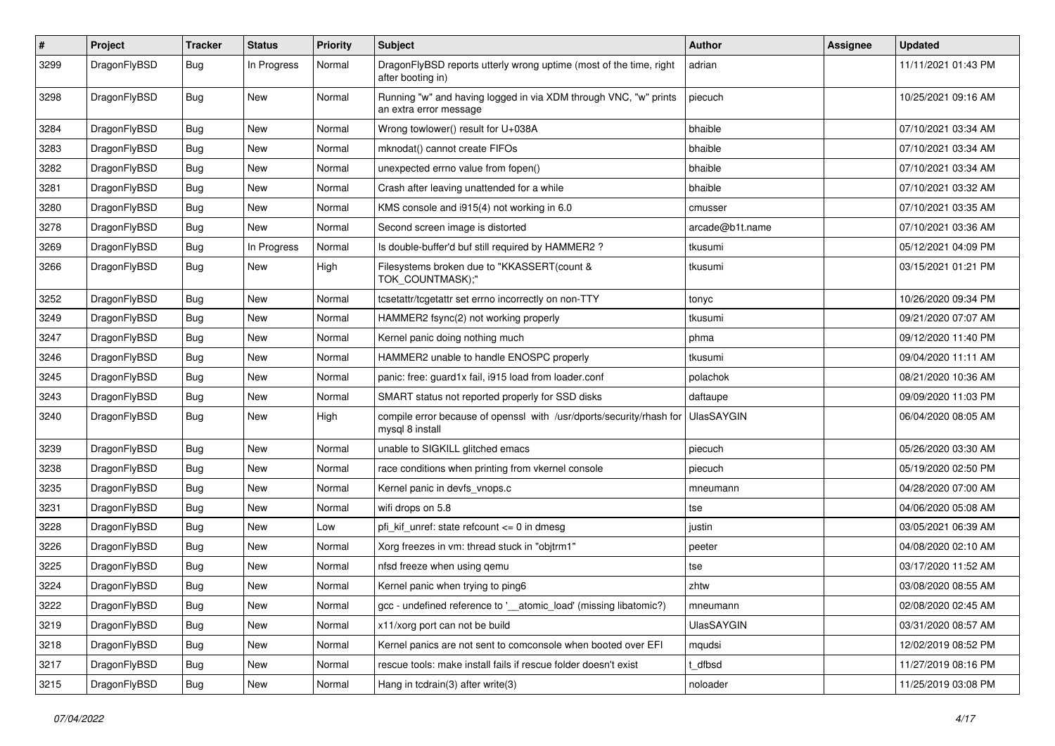| # | Project | Tracker | Status | Priority | Subject | Author | Assignee | Updated |
|---|---|---|---|---|---|---|---|---|
| 3299 | DragonFlyBSD | Bug | In Progress | Normal | DragonFlyBSD reports utterly wrong uptime (most of the time, right after booting in) | adrian | | 11/11/2021 01:43 PM |
| 3298 | DragonFlyBSD | Bug | New | Normal | Running "w" and having logged in via XDM through VNC, "w" prints an extra error message | piecuch | | 10/25/2021 09:16 AM |
| 3284 | DragonFlyBSD | Bug | New | Normal | Wrong towlower() result for U+038A | bhaible | | 07/10/2021 03:34 AM |
| 3283 | DragonFlyBSD | Bug | New | Normal | mknodat() cannot create FIFOs | bhaible | | 07/10/2021 03:34 AM |
| 3282 | DragonFlyBSD | Bug | New | Normal | unexpected errno value from fopen() | bhaible | | 07/10/2021 03:34 AM |
| 3281 | DragonFlyBSD | Bug | New | Normal | Crash after leaving unattended for a while | bhaible | | 07/10/2021 03:32 AM |
| 3280 | DragonFlyBSD | Bug | New | Normal | KMS console and i915(4) not working in 6.0 | cmusser | | 07/10/2021 03:35 AM |
| 3278 | DragonFlyBSD | Bug | New | Normal | Second screen image is distorted | arcade@b1t.name | | 07/10/2021 03:36 AM |
| 3269 | DragonFlyBSD | Bug | In Progress | Normal | Is double-buffer'd buf still required by HAMMER2 ? | tkusumi | | 05/12/2021 04:09 PM |
| 3266 | DragonFlyBSD | Bug | New | High | Filesystems broken due to "KKASSERT(count & TOK_COUNTMASK);" | tkusumi | | 03/15/2021 01:21 PM |
| 3252 | DragonFlyBSD | Bug | New | Normal | tcsetattr/tcgetattr set errno incorrectly on non-TTY | tonyc | | 10/26/2020 09:34 PM |
| 3249 | DragonFlyBSD | Bug | New | Normal | HAMMER2 fsync(2) not working properly | tkusumi | | 09/21/2020 07:07 AM |
| 3247 | DragonFlyBSD | Bug | New | Normal | Kernel panic doing nothing much | phma | | 09/12/2020 11:40 PM |
| 3246 | DragonFlyBSD | Bug | New | Normal | HAMMER2 unable to handle ENOSPC properly | tkusumi | | 09/04/2020 11:11 AM |
| 3245 | DragonFlyBSD | Bug | New | Normal | panic: free: guard1x fail, i915 load from loader.conf | polachok | | 08/21/2020 10:36 AM |
| 3243 | DragonFlyBSD | Bug | New | Normal | SMART status not reported properly for SSD disks | daftaupe | | 09/09/2020 11:03 PM |
| 3240 | DragonFlyBSD | Bug | New | High | compile error because of openssl with /usr/dports/security/rhash for mysql 8 install | UlasSAYGIN | | 06/04/2020 08:05 AM |
| 3239 | DragonFlyBSD | Bug | New | Normal | unable to SIGKILL glitched emacs | piecuch | | 05/26/2020 03:30 AM |
| 3238 | DragonFlyBSD | Bug | New | Normal | race conditions when printing from vkernel console | piecuch | | 05/19/2020 02:50 PM |
| 3235 | DragonFlyBSD | Bug | New | Normal | Kernel panic in devfs_vnops.c | mneumann | | 04/28/2020 07:00 AM |
| 3231 | DragonFlyBSD | Bug | New | Normal | wifi drops on 5.8 | tse | | 04/06/2020 05:08 AM |
| 3228 | DragonFlyBSD | Bug | New | Low | pfi_kif_unref: state refcount <= 0 in dmesg | justin | | 03/05/2021 06:39 AM |
| 3226 | DragonFlyBSD | Bug | New | Normal | Xorg freezes in vm: thread stuck in "objtrm1" | peeter | | 04/08/2020 02:10 AM |
| 3225 | DragonFlyBSD | Bug | New | Normal | nfsd freeze when using qemu | tse | | 03/17/2020 11:52 AM |
| 3224 | DragonFlyBSD | Bug | New | Normal | Kernel panic when trying to ping6 | zhtw | | 03/08/2020 08:55 AM |
| 3222 | DragonFlyBSD | Bug | New | Normal | gcc - undefined reference to '__atomic_load' (missing libatomic?) | mneumann | | 02/08/2020 02:45 AM |
| 3219 | DragonFlyBSD | Bug | New | Normal | x11/xorg port can not be build | UlasSAYGIN | | 03/31/2020 08:57 AM |
| 3218 | DragonFlyBSD | Bug | New | Normal | Kernel panics are not sent to comconsole when booted over EFI | mqudsi | | 12/02/2019 08:52 PM |
| 3217 | DragonFlyBSD | Bug | New | Normal | rescue tools: make install fails if rescue folder doesn't exist | t_dfbsd | | 11/27/2019 08:16 PM |
| 3215 | DragonFlyBSD | Bug | New | Normal | Hang in tcdrain(3) after write(3) | noloader | | 11/25/2019 03:08 PM |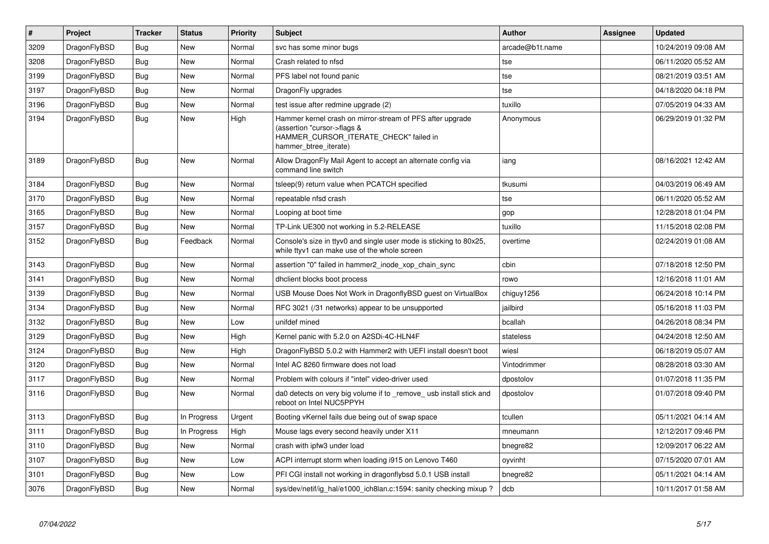| # | Project | Tracker | Status | Priority | Subject | Author | Assignee | Updated |
|---|---|---|---|---|---|---|---|---|
| 3209 | DragonFlyBSD | Bug | New | Normal | svc has some minor bugs | arcade@b1t.name | | 10/24/2019 09:08 AM |
| 3208 | DragonFlyBSD | Bug | New | Normal | Crash related to nfsd | tse | | 06/11/2020 05:52 AM |
| 3199 | DragonFlyBSD | Bug | New | Normal | PFS label not found panic | tse | | 08/21/2019 03:51 AM |
| 3197 | DragonFlyBSD | Bug | New | Normal | DragonFly upgrades | tse | | 04/18/2020 04:18 PM |
| 3196 | DragonFlyBSD | Bug | New | Normal | test issue after redmine upgrade (2) | tuxillo | | 07/05/2019 04:33 AM |
| 3194 | DragonFlyBSD | Bug | New | High | Hammer kernel crash on mirror-stream of PFS after upgrade (assertion "cursor->flags & HAMMER_CURSOR_ITERATE_CHECK" failed in hammer_btree_iterate) | Anonymous | | 06/29/2019 01:32 PM |
| 3189 | DragonFlyBSD | Bug | New | Normal | Allow DragonFly Mail Agent to accept an alternate config via command line switch | iang | | 08/16/2021 12:42 AM |
| 3184 | DragonFlyBSD | Bug | New | Normal | tsleep(9) return value when PCATCH specified | tkusumi | | 04/03/2019 06:49 AM |
| 3170 | DragonFlyBSD | Bug | New | Normal | repeatable nfsd crash | tse | | 06/11/2020 05:52 AM |
| 3165 | DragonFlyBSD | Bug | New | Normal | Looping at boot time | gop | | 12/28/2018 01:04 PM |
| 3157 | DragonFlyBSD | Bug | New | Normal | TP-Link UE300 not working in 5.2-RELEASE | tuxillo | | 11/15/2018 02:08 PM |
| 3152 | DragonFlyBSD | Bug | Feedback | Normal | Console's size in ttyv0 and single user mode is sticking to 80x25, while ttyv1 can make use of the whole screen | overtime | | 02/24/2019 01:08 AM |
| 3143 | DragonFlyBSD | Bug | New | Normal | assertion "0" failed in hammer2_inode_xop_chain_sync | cbin | | 07/18/2018 12:50 PM |
| 3141 | DragonFlyBSD | Bug | New | Normal | dhclient blocks boot process | rowo | | 12/16/2018 11:01 AM |
| 3139 | DragonFlyBSD | Bug | New | Normal | USB Mouse Does Not Work in DragonflyBSD guest on VirtualBox | chiguy1256 | | 06/24/2018 10:14 PM |
| 3134 | DragonFlyBSD | Bug | New | Normal | RFC 3021 (/31 networks) appear to be unsupported | jailbird | | 05/16/2018 11:03 PM |
| 3132 | DragonFlyBSD | Bug | New | Low | unifdef mined | bcallah | | 04/26/2018 08:34 PM |
| 3129 | DragonFlyBSD | Bug | New | High | Kernel panic with 5.2.0 on A2SDi-4C-HLN4F | stateless | | 04/24/2018 12:50 AM |
| 3124 | DragonFlyBSD | Bug | New | High | DragonFlyBSD 5.0.2 with Hammer2 with UEFI install doesn't boot | wiesl | | 06/18/2019 05:07 AM |
| 3120 | DragonFlyBSD | Bug | New | Normal | Intel AC 8260 firmware does not load | Vintodrimmer | | 08/28/2018 03:30 AM |
| 3117 | DragonFlyBSD | Bug | New | Normal | Problem with colours if "intel" video-driver used | dpostolov | | 01/07/2018 11:35 PM |
| 3116 | DragonFlyBSD | Bug | New | Normal | da0 detects on very big volume if to _remove_ usb install stick and reboot on Intel NUC5PPYH | dpostolov | | 01/07/2018 09:40 PM |
| 3113 | DragonFlyBSD | Bug | In Progress | Urgent | Booting vKernel fails due being out of swap space | tcullen | | 05/11/2021 04:14 AM |
| 3111 | DragonFlyBSD | Bug | In Progress | High | Mouse lags every second heavily under X11 | mneumann | | 12/12/2017 09:46 PM |
| 3110 | DragonFlyBSD | Bug | New | Normal | crash with ipfw3 under load | bnegre82 | | 12/09/2017 06:22 AM |
| 3107 | DragonFlyBSD | Bug | New | Low | ACPI interrupt storm when loading i915 on Lenovo T460 | oyvinht | | 07/15/2020 07:01 AM |
| 3101 | DragonFlyBSD | Bug | New | Low | PFI CGI install not working in dragonflybsd 5.0.1 USB install | bnegre82 | | 05/11/2021 04:14 AM |
| 3076 | DragonFlyBSD | Bug | New | Normal | sys/dev/netif/ig_hal/e1000_ich8lan.c:1594: sanity checking mixup ? | dcb | | 10/11/2017 01:58 AM |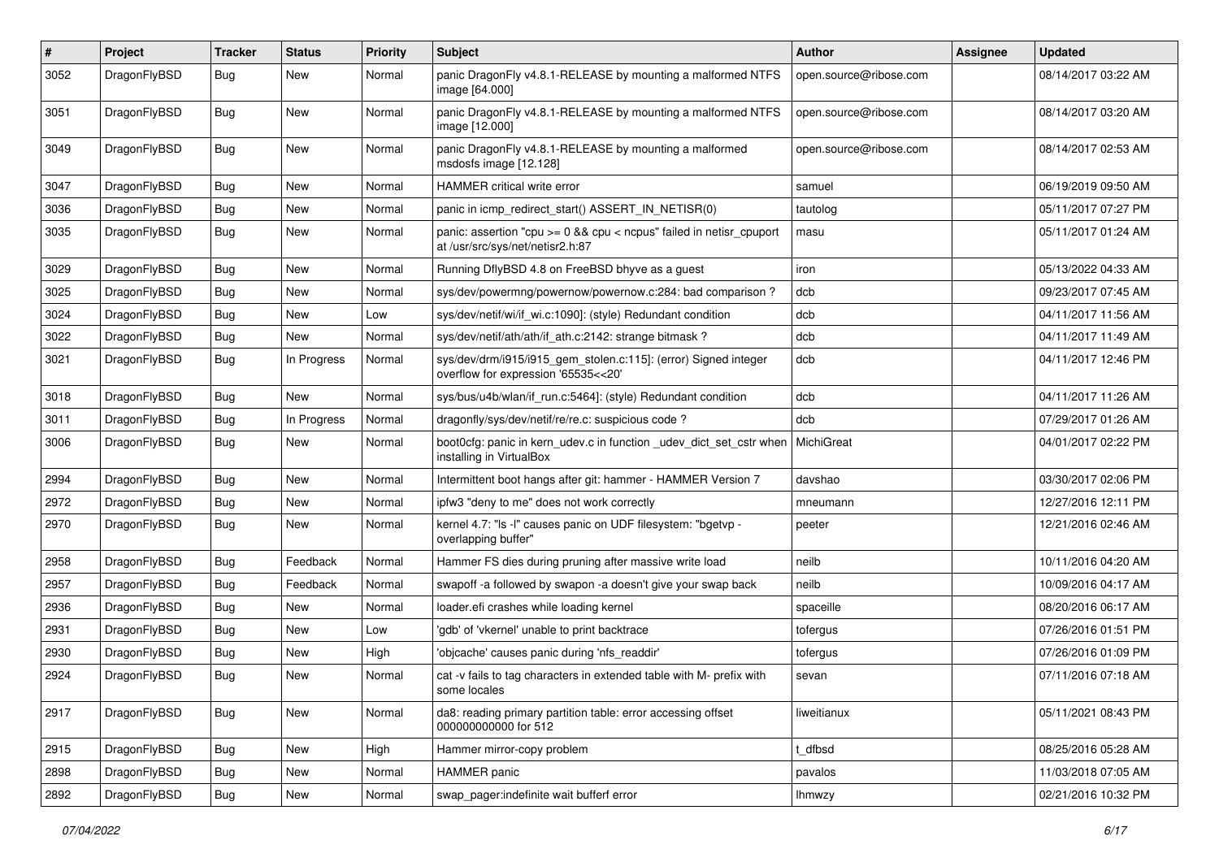| # | Project | Tracker | Status | Priority | Subject | Author | Assignee | Updated |
|---|---|---|---|---|---|---|---|---|
| 3052 | DragonFlyBSD | Bug | New | Normal | panic DragonFly v4.8.1-RELEASE by mounting a malformed NTFS image [64.000] | open.source@ribose.com | | 08/14/2017 03:22 AM |
| 3051 | DragonFlyBSD | Bug | New | Normal | panic DragonFly v4.8.1-RELEASE by mounting a malformed NTFS image [12.000] | open.source@ribose.com | | 08/14/2017 03:20 AM |
| 3049 | DragonFlyBSD | Bug | New | Normal | panic DragonFly v4.8.1-RELEASE by mounting a malformed msdosfs image [12.128] | open.source@ribose.com | | 08/14/2017 02:53 AM |
| 3047 | DragonFlyBSD | Bug | New | Normal | HAMMER critical write error | samuel | | 06/19/2019 09:50 AM |
| 3036 | DragonFlyBSD | Bug | New | Normal | panic in icmp_redirect_start() ASSERT_IN_NETISR(0) | tautolog | | 05/11/2017 07:27 PM |
| 3035 | DragonFlyBSD | Bug | New | Normal | panic: assertion "cpu >= 0 && cpu < ncpus" failed in netisr_cpuport at /usr/src/sys/net/netisr2.h:87 | masu | | 05/11/2017 01:24 AM |
| 3029 | DragonFlyBSD | Bug | New | Normal | Running DflyBSD 4.8 on FreeBSD bhyve as a guest | iron | | 05/13/2022 04:33 AM |
| 3025 | DragonFlyBSD | Bug | New | Normal | sys/dev/powermng/powernow/powernow.c:284: bad comparison ? | dcb | | 09/23/2017 07:45 AM |
| 3024 | DragonFlyBSD | Bug | New | Low | sys/dev/netif/wi/if_wi.c:1090]: (style) Redundant condition | dcb | | 04/11/2017 11:56 AM |
| 3022 | DragonFlyBSD | Bug | New | Normal | sys/dev/netif/ath/ath/if_ath.c:2142: strange bitmask ? | dcb | | 04/11/2017 11:49 AM |
| 3021 | DragonFlyBSD | Bug | In Progress | Normal | sys/dev/drm/i915/i915_gem_stolen.c:115]: (error) Signed integer overflow for expression '65535<<20' | dcb | | 04/11/2017 12:46 PM |
| 3018 | DragonFlyBSD | Bug | New | Normal | sys/bus/u4b/wlan/if_run.c:5464]: (style) Redundant condition | dcb | | 04/11/2017 11:26 AM |
| 3011 | DragonFlyBSD | Bug | In Progress | Normal | dragonfly/sys/dev/netif/re/re.c: suspicious code ? | dcb | | 07/29/2017 01:26 AM |
| 3006 | DragonFlyBSD | Bug | New | Normal | boot0cfg: panic in kern_udev.c in function _udev_dict_set_cstr when installing in VirtualBox | MichiGreat | | 04/01/2017 02:22 PM |
| 2994 | DragonFlyBSD | Bug | New | Normal | Intermittent boot hangs after git: hammer - HAMMER Version 7 | davshao | | 03/30/2017 02:06 PM |
| 2972 | DragonFlyBSD | Bug | New | Normal | ipfw3 "deny to me" does not work correctly | mneumann | | 12/27/2016 12:11 PM |
| 2970 | DragonFlyBSD | Bug | New | Normal | kernel 4.7: "ls -l" causes panic on UDF filesystem: "bgetvp - overlapping buffer" | peeter | | 12/21/2016 02:46 AM |
| 2958 | DragonFlyBSD | Bug | Feedback | Normal | Hammer FS dies during pruning after massive write load | neilb | | 10/11/2016 04:20 AM |
| 2957 | DragonFlyBSD | Bug | Feedback | Normal | swapoff -a followed by swapon -a doesn't give your swap back | neilb | | 10/09/2016 04:17 AM |
| 2936 | DragonFlyBSD | Bug | New | Normal | loader.efi crashes while loading kernel | spaceille | | 08/20/2016 06:17 AM |
| 2931 | DragonFlyBSD | Bug | New | Low | 'gdb' of 'vkernel' unable to print backtrace | tofergus | | 07/26/2016 01:51 PM |
| 2930 | DragonFlyBSD | Bug | New | High | 'objcache' causes panic during 'nfs_readdir' | tofergus | | 07/26/2016 01:09 PM |
| 2924 | DragonFlyBSD | Bug | New | Normal | cat -v fails to tag characters in extended table with M- prefix with some locales | sevan | | 07/11/2016 07:18 AM |
| 2917 | DragonFlyBSD | Bug | New | Normal | da8: reading primary partition table: error accessing offset 000000000000 for 512 | liweitianux | | 05/11/2021 08:43 PM |
| 2915 | DragonFlyBSD | Bug | New | High | Hammer mirror-copy problem | t_dfbsd | | 08/25/2016 05:28 AM |
| 2898 | DragonFlyBSD | Bug | New | Normal | HAMMER panic | pavalos | | 11/03/2018 07:05 AM |
| 2892 | DragonFlyBSD | Bug | New | Normal | swap_pager:indefinite wait bufferf error | lhmwzy | | 02/21/2016 10:32 PM |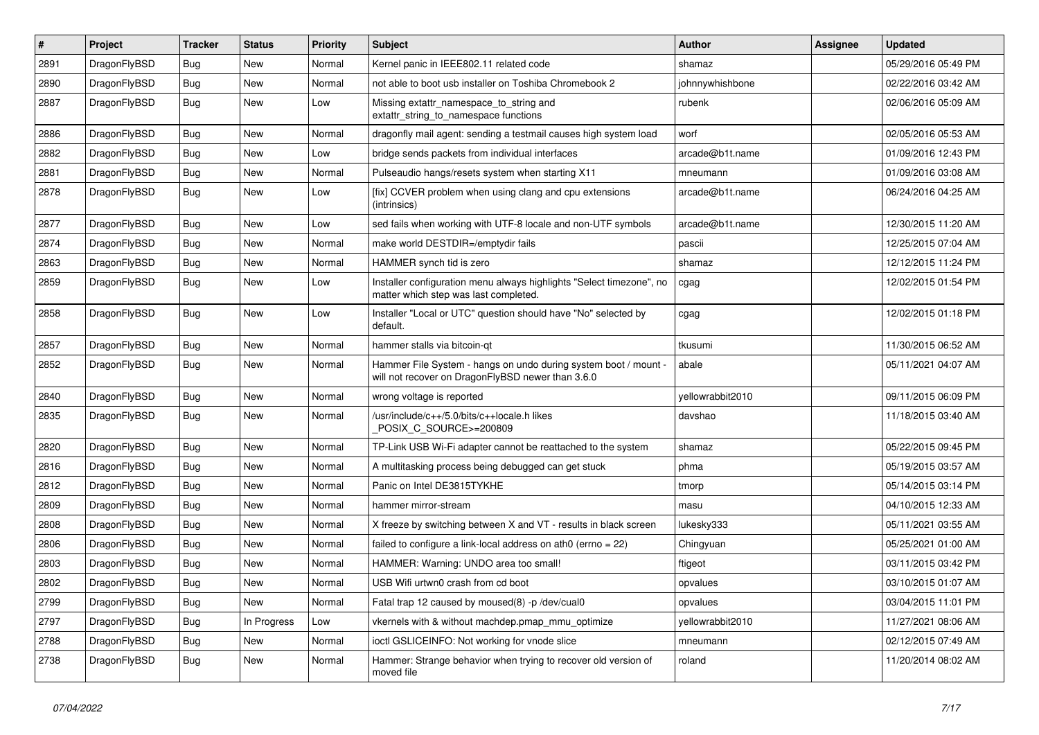| # | Project | Tracker | Status | Priority | Subject | Author | Assignee | Updated |
|---|---|---|---|---|---|---|---|---|
| 2891 | DragonFlyBSD | Bug | New | Normal | Kernel panic in IEEE802.11 related code | shamaz | | 05/29/2016 05:49 PM |
| 2890 | DragonFlyBSD | Bug | New | Normal | not able to boot usb installer on Toshiba Chromebook 2 | johnnywhishbone | | 02/22/2016 03:42 AM |
| 2887 | DragonFlyBSD | Bug | New | Low | Missing extattr_namespace_to_string and extattr_string_to_namespace functions | rubenk | | 02/06/2016 05:09 AM |
| 2886 | DragonFlyBSD | Bug | New | Normal | dragonfly mail agent: sending a testmail causes high system load | worf | | 02/05/2016 05:53 AM |
| 2882 | DragonFlyBSD | Bug | New | Low | bridge sends packets from individual interfaces | arcade@b1t.name | | 01/09/2016 12:43 PM |
| 2881 | DragonFlyBSD | Bug | New | Normal | Pulseaudio hangs/resets system when starting X11 | mneumann | | 01/09/2016 03:08 AM |
| 2878 | DragonFlyBSD | Bug | New | Low | [fix] CCVER problem when using clang and cpu extensions (intrinsics) | arcade@b1t.name | | 06/24/2016 04:25 AM |
| 2877 | DragonFlyBSD | Bug | New | Low | sed fails when working with UTF-8 locale and non-UTF symbols | arcade@b1t.name | | 12/30/2015 11:20 AM |
| 2874 | DragonFlyBSD | Bug | New | Normal | make world DESTDIR=/emptydir fails | pascii | | 12/25/2015 07:04 AM |
| 2863 | DragonFlyBSD | Bug | New | Normal | HAMMER synch tid is zero | shamaz | | 12/12/2015 11:24 PM |
| 2859 | DragonFlyBSD | Bug | New | Low | Installer configuration menu always highlights "Select timezone", no matter which step was last completed. | cgag | | 12/02/2015 01:54 PM |
| 2858 | DragonFlyBSD | Bug | New | Low | Installer "Local or UTC" question should have "No" selected by default. | cgag | | 12/02/2015 01:18 PM |
| 2857 | DragonFlyBSD | Bug | New | Normal | hammer stalls via bitcoin-qt | tkusumi | | 11/30/2015 06:52 AM |
| 2852 | DragonFlyBSD | Bug | New | Normal | Hammer File System - hangs on undo during system boot / mount - will not recover on DragonFlyBSD newer than 3.6.0 | abale | | 05/11/2021 04:07 AM |
| 2840 | DragonFlyBSD | Bug | New | Normal | wrong voltage is reported | yellowrabbit2010 | | 09/11/2015 06:09 PM |
| 2835 | DragonFlyBSD | Bug | New | Normal | /usr/include/c++/5.0/bits/c++locale.h likes _POSIX_C_SOURCE>=200809 | davshao | | 11/18/2015 03:40 AM |
| 2820 | DragonFlyBSD | Bug | New | Normal | TP-Link USB Wi-Fi adapter cannot be reattached to the system | shamaz | | 05/22/2015 09:45 PM |
| 2816 | DragonFlyBSD | Bug | New | Normal | A multitasking process being debugged can get stuck | phma | | 05/19/2015 03:57 AM |
| 2812 | DragonFlyBSD | Bug | New | Normal | Panic on Intel DE3815TYKHE | tmorp | | 05/14/2015 03:14 PM |
| 2809 | DragonFlyBSD | Bug | New | Normal | hammer mirror-stream | masu | | 04/10/2015 12:33 AM |
| 2808 | DragonFlyBSD | Bug | New | Normal | X freeze by switching between X and VT - results in black screen | lukesky333 | | 05/11/2021 03:55 AM |
| 2806 | DragonFlyBSD | Bug | New | Normal | failed to configure a link-local address on ath0 (errno = 22) | Chingyuan | | 05/25/2021 01:00 AM |
| 2803 | DragonFlyBSD | Bug | New | Normal | HAMMER: Warning: UNDO area too small! | ftigeot | | 03/11/2015 03:42 PM |
| 2802 | DragonFlyBSD | Bug | New | Normal | USB Wifi urtwn0 crash from cd boot | opvalues | | 03/10/2015 01:07 AM |
| 2799 | DragonFlyBSD | Bug | New | Normal | Fatal trap 12 caused by moused(8) -p /dev/cual0 | opvalues | | 03/04/2015 11:01 PM |
| 2797 | DragonFlyBSD | Bug | In Progress | Low | vkernels with & without machdep.pmap_mmu_optimize | yellowrabbit2010 | | 11/27/2021 08:06 AM |
| 2788 | DragonFlyBSD | Bug | New | Normal | ioctl GSLICEINFO: Not working for vnode slice | mneumann | | 02/12/2015 07:49 AM |
| 2738 | DragonFlyBSD | Bug | New | Normal | Hammer: Strange behavior when trying to recover old version of moved file | roland | | 11/20/2014 08:02 AM |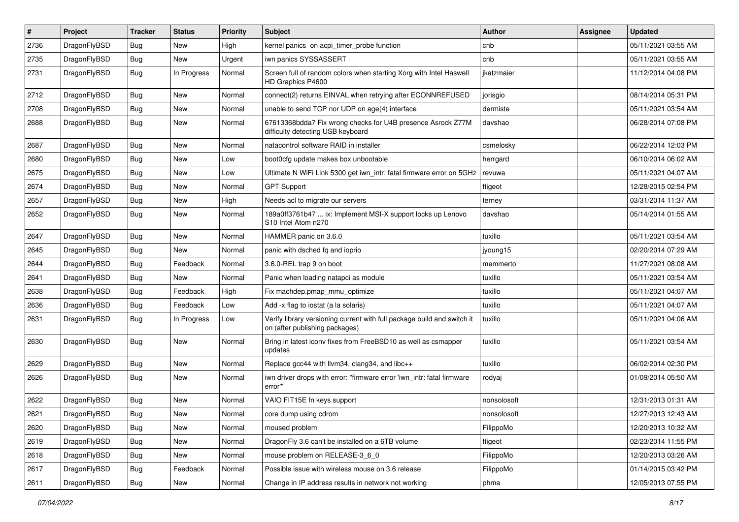| # | Project | Tracker | Status | Priority | Subject | Author | Assignee | Updated |
|---|---|---|---|---|---|---|---|---|
| 2736 | DragonFlyBSD | Bug | New | High | kernel panics on acpi_timer_probe function | cnb | | 05/11/2021 03:55 AM |
| 2735 | DragonFlyBSD | Bug | New | Urgent | iwn panics SYSSASSERT | cnb | | 05/11/2021 03:55 AM |
| 2731 | DragonFlyBSD | Bug | In Progress | Normal | Screen full of random colors when starting Xorg with Intel Haswell HD Graphics P4600 | jkatzmaier | | 11/12/2014 04:08 PM |
| 2712 | DragonFlyBSD | Bug | New | Normal | connect(2) returns EINVAL when retrying after ECONNREFUSED | jorisgio | | 08/14/2014 05:31 PM |
| 2708 | DragonFlyBSD | Bug | New | Normal | unable to send TCP nor UDP on age(4) interface | dermiste | | 05/11/2021 03:54 AM |
| 2688 | DragonFlyBSD | Bug | New | Normal | 67613368bdda7 Fix wrong checks for U4B presence Asrock Z77M difficulty detecting USB keyboard | davshao | | 06/28/2014 07:08 PM |
| 2687 | DragonFlyBSD | Bug | New | Normal | natacontrol software RAID in installer | csmelosky | | 06/22/2014 12:03 PM |
| 2680 | DragonFlyBSD | Bug | New | Low | boot0cfg update makes box unbootable | herrgard | | 06/10/2014 06:02 AM |
| 2675 | DragonFlyBSD | Bug | New | Low | Ultimate N WiFi Link 5300 get iwn_intr: fatal firmware error on 5GHz | revuwa | | 05/11/2021 04:07 AM |
| 2674 | DragonFlyBSD | Bug | New | Normal | GPT Support | ftigeot | | 12/28/2015 02:54 PM |
| 2657 | DragonFlyBSD | Bug | New | High | Needs acl to migrate our servers | ferney | | 03/31/2014 11:37 AM |
| 2652 | DragonFlyBSD | Bug | New | Normal | 189a0ff3761b47 ... ix: Implement MSI-X support locks up Lenovo S10 Intel Atom n270 | davshao | | 05/14/2014 01:55 AM |
| 2647 | DragonFlyBSD | Bug | New | Normal | HAMMER panic on 3.6.0 | tuxillo | | 05/11/2021 03:54 AM |
| 2645 | DragonFlyBSD | Bug | New | Normal | panic with dsched fq and ioprio | jyoung15 | | 02/20/2014 07:29 AM |
| 2644 | DragonFlyBSD | Bug | Feedback | Normal | 3.6.0-REL trap 9 on boot | memmerto | | 11/27/2021 08:08 AM |
| 2641 | DragonFlyBSD | Bug | New | Normal | Panic when loading natapci as module | tuxillo | | 05/11/2021 03:54 AM |
| 2638 | DragonFlyBSD | Bug | Feedback | High | Fix machdep.pmap_mmu_optimize | tuxillo | | 05/11/2021 04:07 AM |
| 2636 | DragonFlyBSD | Bug | Feedback | Low | Add -x flag to iostat (a la solaris) | tuxillo | | 05/11/2021 04:07 AM |
| 2631 | DragonFlyBSD | Bug | In Progress | Low | Verify library versioning current with full package build and switch it on (after publishing packages) | tuxillo | | 05/11/2021 04:06 AM |
| 2630 | DragonFlyBSD | Bug | New | Normal | Bring in latest iconv fixes from FreeBSD10 as well as csmapper updates | tuxillo | | 05/11/2021 03:54 AM |
| 2629 | DragonFlyBSD | Bug | New | Normal | Replace gcc44 with llvm34, clang34, and libc++ | tuxillo | | 06/02/2014 02:30 PM |
| 2626 | DragonFlyBSD | Bug | New | Normal | iwn driver drops with error: "firmware error 'iwn_intr: fatal firmware error'" | rodyaj | | 01/09/2014 05:50 AM |
| 2622 | DragonFlyBSD | Bug | New | Normal | VAIO FIT15E fn keys support | nonsolosoft | | 12/31/2013 01:31 AM |
| 2621 | DragonFlyBSD | Bug | New | Normal | core dump using cdrom | nonsolosoft | | 12/27/2013 12:43 AM |
| 2620 | DragonFlyBSD | Bug | New | Normal | moused problem | FilippoMo | | 12/20/2013 10:32 AM |
| 2619 | DragonFlyBSD | Bug | New | Normal | DragonFly 3.6 can't be installed on a 6TB volume | ftigeot | | 02/23/2014 11:55 PM |
| 2618 | DragonFlyBSD | Bug | New | Normal | mouse problem on RELEASE-3_6_0 | FilippoMo | | 12/20/2013 03:26 AM |
| 2617 | DragonFlyBSD | Bug | Feedback | Normal | Possible issue with wireless mouse on 3.6 release | FilippoMo | | 01/14/2015 03:42 PM |
| 2611 | DragonFlyBSD | Bug | New | Normal | Change in IP address results in network not working | phma | | 12/05/2013 07:55 PM |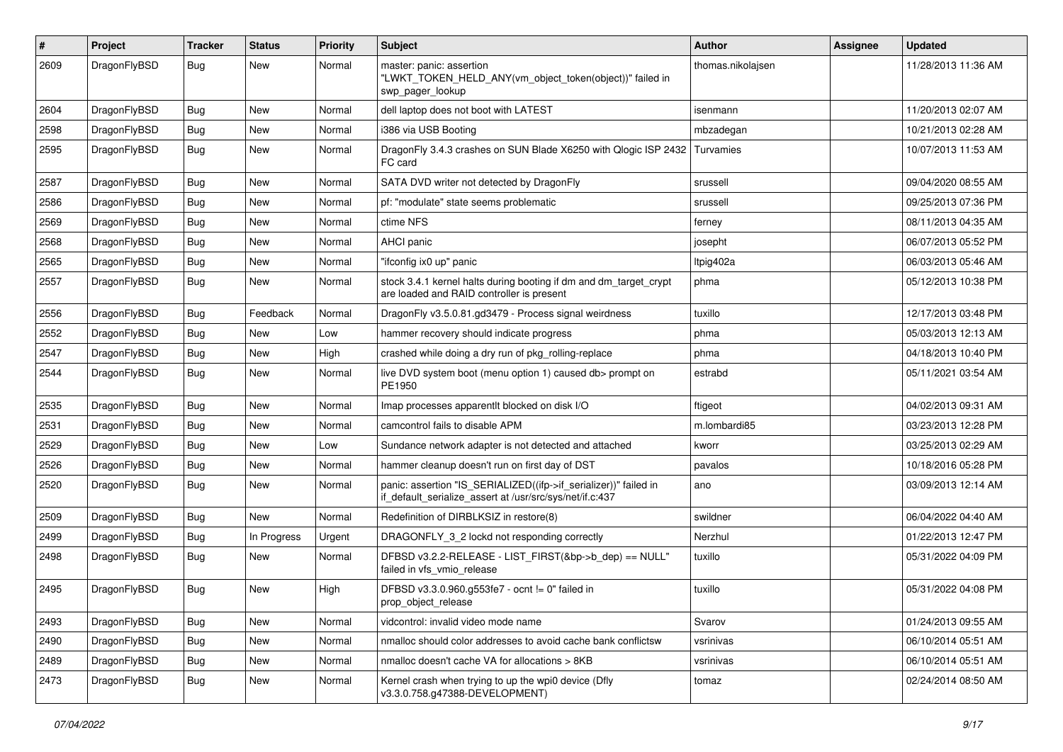| # | Project | Tracker | Status | Priority | Subject | Author | Assignee | Updated |
|---|---|---|---|---|---|---|---|---|
| 2609 | DragonFlyBSD | Bug | New | Normal | master: panic: assertion "LWKT_TOKEN_HELD_ANY(vm_object_token(object))" failed in swp_pager_lookup | thomas.nikolajsen | | 11/28/2013 11:36 AM |
| 2604 | DragonFlyBSD | Bug | New | Normal | dell laptop does not boot with LATEST | isenmann | | 11/20/2013 02:07 AM |
| 2598 | DragonFlyBSD | Bug | New | Normal | i386 via USB Booting | mbzadegan | | 10/21/2013 02:28 AM |
| 2595 | DragonFlyBSD | Bug | New | Normal | DragonFly 3.4.3 crashes on SUN Blade X6250 with Qlogic ISP 2432 FC card | Turvamies | | 10/07/2013 11:53 AM |
| 2587 | DragonFlyBSD | Bug | New | Normal | SATA DVD writer not detected by DragonFly | srussell | | 09/04/2020 08:55 AM |
| 2586 | DragonFlyBSD | Bug | New | Normal | pf: "modulate" state seems problematic | srussell | | 09/25/2013 07:36 PM |
| 2569 | DragonFlyBSD | Bug | New | Normal | ctime NFS | ferney | | 08/11/2013 04:35 AM |
| 2568 | DragonFlyBSD | Bug | New | Normal | AHCI panic | josepht | | 06/07/2013 05:52 PM |
| 2565 | DragonFlyBSD | Bug | New | Normal | "ifconfig ix0 up" panic | Itpig402a | | 06/03/2013 05:46 AM |
| 2557 | DragonFlyBSD | Bug | New | Normal | stock 3.4.1 kernel halts during booting if dm and dm_target_crypt are loaded and RAID controller is present | phma | | 05/12/2013 10:38 PM |
| 2556 | DragonFlyBSD | Bug | Feedback | Normal | DragonFly v3.5.0.81.gd3479 - Process signal weirdness | tuxillo | | 12/17/2013 03:48 PM |
| 2552 | DragonFlyBSD | Bug | New | Low | hammer recovery should indicate progress | phma | | 05/03/2013 12:13 AM |
| 2547 | DragonFlyBSD | Bug | New | High | crashed while doing a dry run of pkg_rolling-replace | phma | | 04/18/2013 10:40 PM |
| 2544 | DragonFlyBSD | Bug | New | Normal | live DVD system boot (menu option 1) caused db> prompt on PE1950 | estrabd | | 05/11/2021 03:54 AM |
| 2535 | DragonFlyBSD | Bug | New | Normal | Imap processes apparentlt blocked on disk I/O | ftigeot | | 04/02/2013 09:31 AM |
| 2531 | DragonFlyBSD | Bug | New | Normal | camcontrol fails to disable APM | m.lombardi85 | | 03/23/2013 12:28 PM |
| 2529 | DragonFlyBSD | Bug | New | Low | Sundance network adapter is not detected and attached | kworr | | 03/25/2013 02:29 AM |
| 2526 | DragonFlyBSD | Bug | New | Normal | hammer cleanup doesn't run on first day of DST | pavalos | | 10/18/2016 05:28 PM |
| 2520 | DragonFlyBSD | Bug | New | Normal | panic: assertion "IS_SERIALIZED((ifp->if_serializer))" failed in if_default_serialize_assert at /usr/src/sys/net/if.c:437 | ano | | 03/09/2013 12:14 AM |
| 2509 | DragonFlyBSD | Bug | New | Normal | Redefinition of DIRBLKSIZ in restore(8) | swildner | | 06/04/2022 04:40 AM |
| 2499 | DragonFlyBSD | Bug | In Progress | Urgent | DRAGONFLY_3_2 lockd not responding correctly | Nerzhul | | 01/22/2013 12:47 PM |
| 2498 | DragonFlyBSD | Bug | New | Normal | DFBSD v3.2.2-RELEASE - LIST_FIRST(&bp->b_dep) == NULL" failed in vfs_vmio_release | tuxillo | | 05/31/2022 04:09 PM |
| 2495 | DragonFlyBSD | Bug | New | High | DFBSD v3.3.0.960.g553fe7 - ocnt != 0" failed in prop_object_release | tuxillo | | 05/31/2022 04:08 PM |
| 2493 | DragonFlyBSD | Bug | New | Normal | vidcontrol: invalid video mode name | Svarov | | 01/24/2013 09:55 AM |
| 2490 | DragonFlyBSD | Bug | New | Normal | nmalloc should color addresses to avoid cache bank conflictsw | vsrinivas | | 06/10/2014 05:51 AM |
| 2489 | DragonFlyBSD | Bug | New | Normal | nmalloc doesn't cache VA for allocations > 8KB | vsrinivas | | 06/10/2014 05:51 AM |
| 2473 | DragonFlyBSD | Bug | New | Normal | Kernel crash when trying to up the wpi0 device (Dfly v3.3.0.758.g47388-DEVELOPMENT) | tomaz | | 02/24/2014 08:50 AM |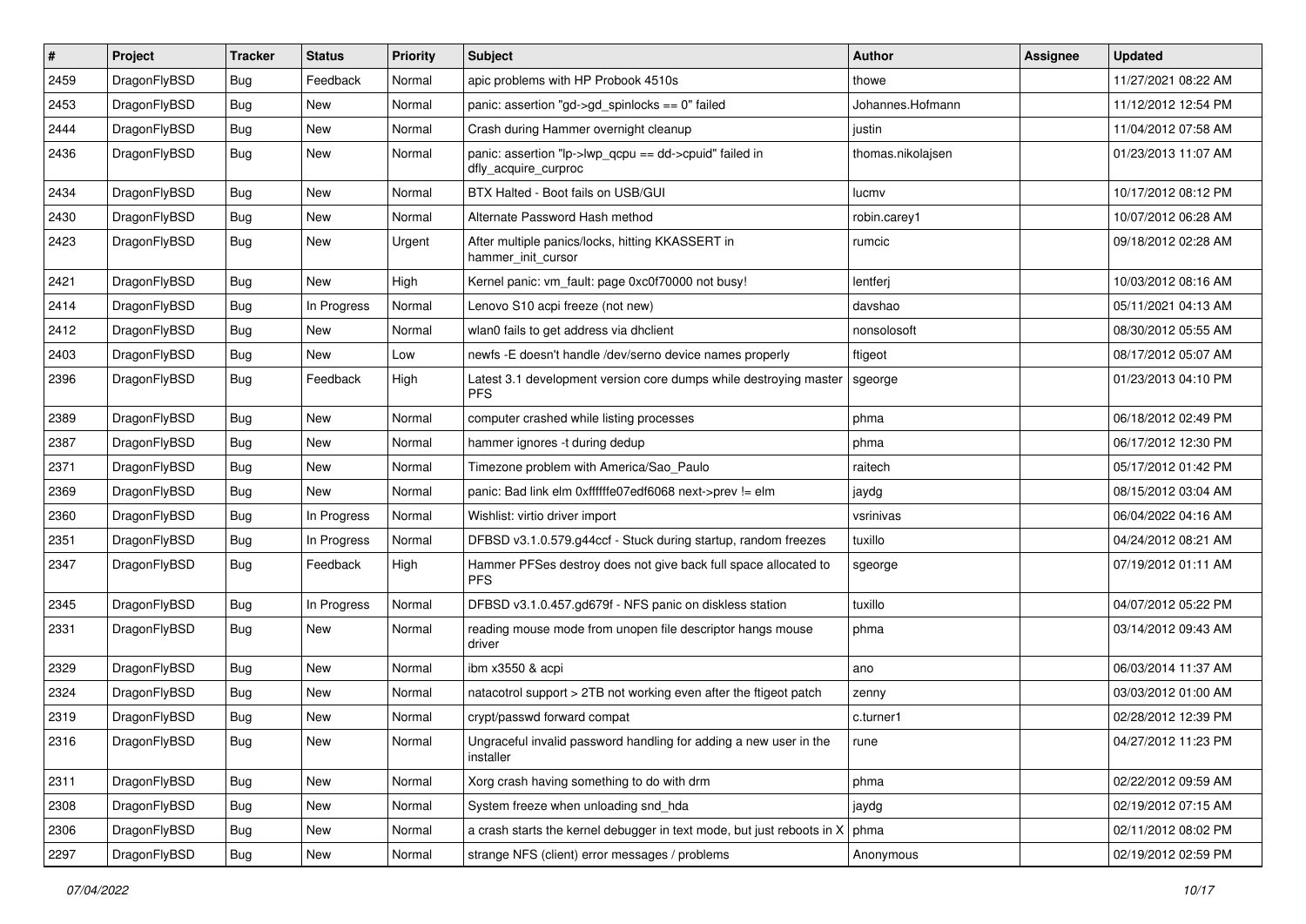| # | Project | Tracker | Status | Priority | Subject | Author | Assignee | Updated |
|---|---|---|---|---|---|---|---|---|
| 2459 | DragonFlyBSD | Bug | Feedback | Normal | apic problems with HP Probook 4510s | thowe | | 11/27/2021 08:22 AM |
| 2453 | DragonFlyBSD | Bug | New | Normal | panic: assertion "gd->gd_spinlocks == 0" failed | Johannes.Hofmann | | 11/12/2012 12:54 PM |
| 2444 | DragonFlyBSD | Bug | New | Normal | Crash during Hammer overnight cleanup | justin | | 11/04/2012 07:58 AM |
| 2436 | DragonFlyBSD | Bug | New | Normal | panic: assertion "lp->lwp_qcpu == dd->cpuid" failed in dfly_acquire_curproc | thomas.nikolajsen | | 01/23/2013 11:07 AM |
| 2434 | DragonFlyBSD | Bug | New | Normal | BTX Halted - Boot fails on USB/GUI | lucmv | | 10/17/2012 08:12 PM |
| 2430 | DragonFlyBSD | Bug | New | Normal | Alternate Password Hash method | robin.carey1 | | 10/07/2012 06:28 AM |
| 2423 | DragonFlyBSD | Bug | New | Urgent | After multiple panics/locks, hitting KKASSERT in hammer_init_cursor | rumcic | | 09/18/2012 02:28 AM |
| 2421 | DragonFlyBSD | Bug | New | High | Kernel panic: vm_fault: page 0xc0f70000 not busy! | lentferj | | 10/03/2012 08:16 AM |
| 2414 | DragonFlyBSD | Bug | In Progress | Normal | Lenovo S10 acpi freeze (not new) | davshao | | 05/11/2021 04:13 AM |
| 2412 | DragonFlyBSD | Bug | New | Normal | wlan0 fails to get address via dhclient | nonsolosoft | | 08/30/2012 05:55 AM |
| 2403 | DragonFlyBSD | Bug | New | Low | newfs -E doesn't handle /dev/serno device names properly | ftigeot | | 08/17/2012 05:07 AM |
| 2396 | DragonFlyBSD | Bug | Feedback | High | Latest 3.1 development version core dumps while destroying master PFS | sgeorge | | 01/23/2013 04:10 PM |
| 2389 | DragonFlyBSD | Bug | New | Normal | computer crashed while listing processes | phma | | 06/18/2012 02:49 PM |
| 2387 | DragonFlyBSD | Bug | New | Normal | hammer ignores -t during dedup | phma | | 06/17/2012 12:30 PM |
| 2371 | DragonFlyBSD | Bug | New | Normal | Timezone problem with America/Sao_Paulo | raitech | | 05/17/2012 01:42 PM |
| 2369 | DragonFlyBSD | Bug | New | Normal | panic: Bad link elm 0xffffffe07edf6068 next->prev != elm | jaydg | | 08/15/2012 03:04 AM |
| 2360 | DragonFlyBSD | Bug | In Progress | Normal | Wishlist: virtio driver import | vsrinivas | | 06/04/2022 04:16 AM |
| 2351 | DragonFlyBSD | Bug | In Progress | Normal | DFBSD v3.1.0.579.g44ccf - Stuck during startup, random freezes | tuxillo | | 04/24/2012 08:21 AM |
| 2347 | DragonFlyBSD | Bug | Feedback | High | Hammer PFSes destroy does not give back full space allocated to PFS | sgeorge | | 07/19/2012 01:11 AM |
| 2345 | DragonFlyBSD | Bug | In Progress | Normal | DFBSD v3.1.0.457.gd679f - NFS panic on diskless station | tuxillo | | 04/07/2012 05:22 PM |
| 2331 | DragonFlyBSD | Bug | New | Normal | reading mouse mode from unopen file descriptor hangs mouse driver | phma | | 03/14/2012 09:43 AM |
| 2329 | DragonFlyBSD | Bug | New | Normal | ibm x3550 & acpi | ano | | 06/03/2014 11:37 AM |
| 2324 | DragonFlyBSD | Bug | New | Normal | natacotrol support > 2TB not working even after the ftigeot patch | zenny | | 03/03/2012 01:00 AM |
| 2319 | DragonFlyBSD | Bug | New | Normal | crypt/passwd forward compat | c.turner1 | | 02/28/2012 12:39 PM |
| 2316 | DragonFlyBSD | Bug | New | Normal | Ungraceful invalid password handling for adding a new user in the installer | rune | | 04/27/2012 11:23 PM |
| 2311 | DragonFlyBSD | Bug | New | Normal | Xorg crash having something to do with drm | phma | | 02/22/2012 09:59 AM |
| 2308 | DragonFlyBSD | Bug | New | Normal | System freeze when unloading snd_hda | jaydg | | 02/19/2012 07:15 AM |
| 2306 | DragonFlyBSD | Bug | New | Normal | a crash starts the kernel debugger in text mode, but just reboots in X | phma | | 02/11/2012 08:02 PM |
| 2297 | DragonFlyBSD | Bug | New | Normal | strange NFS (client) error messages / problems | Anonymous | | 02/19/2012 02:59 PM |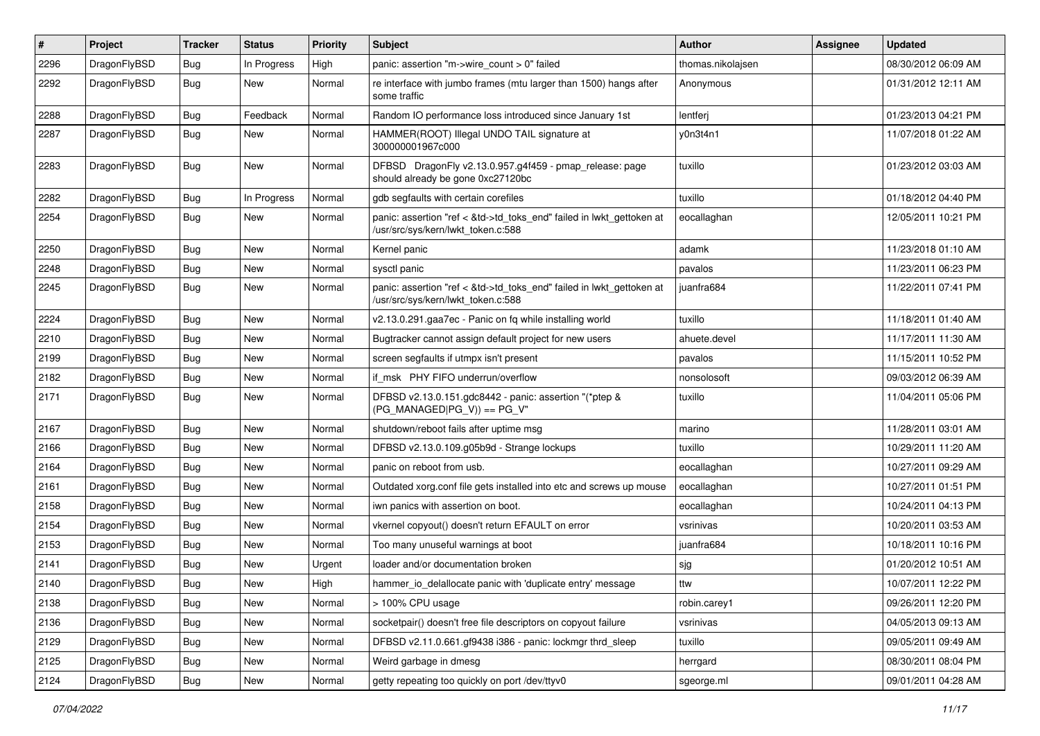| # | Project | Tracker | Status | Priority | Subject | Author | Assignee | Updated |
|---|---|---|---|---|---|---|---|---|
| 2296 | DragonFlyBSD | Bug | In Progress | High | panic: assertion "m->wire_count > 0" failed | thomas.nikolajsen | | 08/30/2012 06:09 AM |
| 2292 | DragonFlyBSD | Bug | New | Normal | re interface with jumbo frames (mtu larger than 1500) hangs after some traffic | Anonymous | | 01/31/2012 12:11 AM |
| 2288 | DragonFlyBSD | Bug | Feedback | Normal | Random IO performance loss introduced since January 1st | lentferj | | 01/23/2013 04:21 PM |
| 2287 | DragonFlyBSD | Bug | New | Normal | HAMMER(ROOT) Illegal UNDO TAIL signature at 300000001967c000 | y0n3t4n1 | | 11/07/2018 01:22 AM |
| 2283 | DragonFlyBSD | Bug | New | Normal | DFBSD DragonFly v2.13.0.957.g4f459 - pmap_release: page should already be gone 0xc27120bc | tuxillo | | 01/23/2012 03:03 AM |
| 2282 | DragonFlyBSD | Bug | In Progress | Normal | gdb segfaults with certain corefiles | tuxillo | | 01/18/2012 04:40 PM |
| 2254 | DragonFlyBSD | Bug | New | Normal | panic: assertion "ref < &td->td_toks_end" failed in lwkt_gettoken at /usr/src/sys/kern/lwkt_token.c:588 | eocallaghan | | 12/05/2011 10:21 PM |
| 2250 | DragonFlyBSD | Bug | New | Normal | Kernel panic | adamk | | 11/23/2018 01:10 AM |
| 2248 | DragonFlyBSD | Bug | New | Normal | sysctl panic | pavalos | | 11/23/2011 06:23 PM |
| 2245 | DragonFlyBSD | Bug | New | Normal | panic: assertion "ref < &td->td_toks_end" failed in lwkt_gettoken at /usr/src/sys/kern/lwkt_token.c:588 | juanfra684 | | 11/22/2011 07:41 PM |
| 2224 | DragonFlyBSD | Bug | New | Normal | v2.13.0.291.gaa7ec - Panic on fq while installing world | tuxillo | | 11/18/2011 01:40 AM |
| 2210 | DragonFlyBSD | Bug | New | Normal | Bugtracker cannot assign default project for new users | ahuete.devel | | 11/17/2011 11:30 AM |
| 2199 | DragonFlyBSD | Bug | New | Normal | screen segfaults if utmpx isn't present | pavalos | | 11/15/2011 10:52 PM |
| 2182 | DragonFlyBSD | Bug | New | Normal | if_msk PHY FIFO underrun/overflow | nonsolosoft | | 09/03/2012 06:39 AM |
| 2171 | DragonFlyBSD | Bug | New | Normal | DFBSD v2.13.0.151.gdc8442 - panic: assertion "(*ptep & (PG_MANAGED\|PG_V)) == PG_V" | tuxillo | | 11/04/2011 05:06 PM |
| 2167 | DragonFlyBSD | Bug | New | Normal | shutdown/reboot fails after uptime msg | marino | | 11/28/2011 03:01 AM |
| 2166 | DragonFlyBSD | Bug | New | Normal | DFBSD v2.13.0.109.g05b9d - Strange lockups | tuxillo | | 10/29/2011 11:20 AM |
| 2164 | DragonFlyBSD | Bug | New | Normal | panic on reboot from usb. | eocallaghan | | 10/27/2011 09:29 AM |
| 2161 | DragonFlyBSD | Bug | New | Normal | Outdated xorg.conf file gets installed into etc and screws up mouse | eocallaghan | | 10/27/2011 01:51 PM |
| 2158 | DragonFlyBSD | Bug | New | Normal | iwn panics with assertion on boot. | eocallaghan | | 10/24/2011 04:13 PM |
| 2154 | DragonFlyBSD | Bug | New | Normal | vkernel copyout() doesn't return EFAULT on error | vsrinivas | | 10/20/2011 03:53 AM |
| 2153 | DragonFlyBSD | Bug | New | Normal | Too many unuseful warnings at boot | juanfra684 | | 10/18/2011 10:16 PM |
| 2141 | DragonFlyBSD | Bug | New | Urgent | loader and/or documentation broken | sjg | | 01/20/2012 10:51 AM |
| 2140 | DragonFlyBSD | Bug | New | High | hammer_io_delallocate panic with 'duplicate entry' message | ttw | | 10/07/2011 12:22 PM |
| 2138 | DragonFlyBSD | Bug | New | Normal | > 100% CPU usage | robin.carey1 | | 09/26/2011 12:20 PM |
| 2136 | DragonFlyBSD | Bug | New | Normal | socketpair() doesn't free file descriptors on copyout failure | vsrinivas | | 04/05/2013 09:13 AM |
| 2129 | DragonFlyBSD | Bug | New | Normal | DFBSD v2.11.0.661.gf9438 i386 - panic: lockmgr thrd_sleep | tuxillo | | 09/05/2011 09:49 AM |
| 2125 | DragonFlyBSD | Bug | New | Normal | Weird garbage in dmesg | herrgard | | 08/30/2011 08:04 PM |
| 2124 | DragonFlyBSD | Bug | New | Normal | getty repeating too quickly on port /dev/ttyv0 | sgeorge.ml | | 09/01/2011 04:28 AM |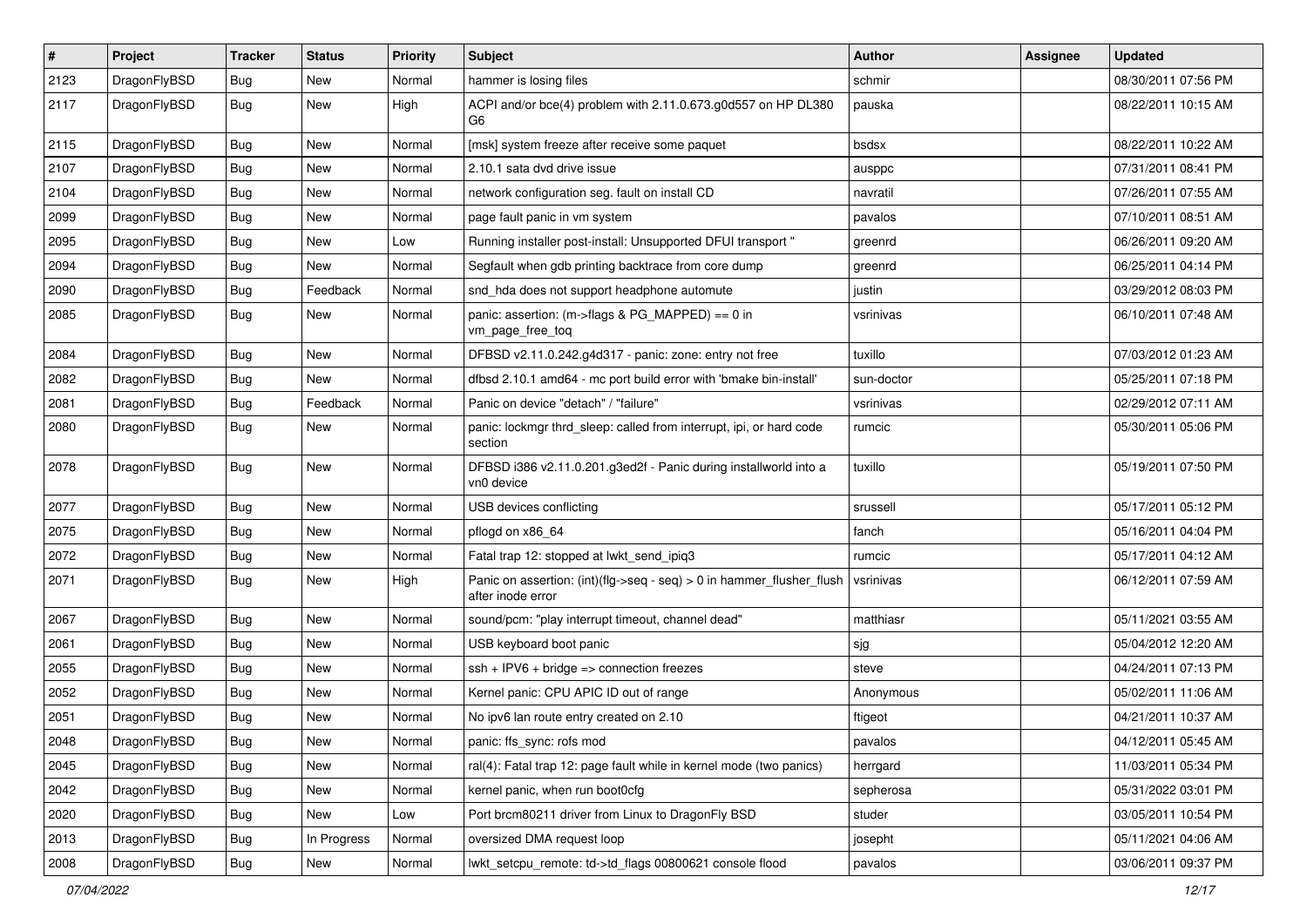| # | Project | Tracker | Status | Priority | Subject | Author | Assignee | Updated |
|---|---|---|---|---|---|---|---|---|
| 2123 | DragonFlyBSD | Bug | New | Normal | hammer is losing files | schmir | | 08/30/2011 07:56 PM |
| 2117 | DragonFlyBSD | Bug | New | High | ACPI and/or bce(4) problem with 2.11.0.673.g0d557 on HP DL380 G6 | pauska | | 08/22/2011 10:15 AM |
| 2115 | DragonFlyBSD | Bug | New | Normal | [msk] system freeze after receive some paquet | bsdsx | | 08/22/2011 10:22 AM |
| 2107 | DragonFlyBSD | Bug | New | Normal | 2.10.1 sata dvd drive issue | ausppc | | 07/31/2011 08:41 PM |
| 2104 | DragonFlyBSD | Bug | New | Normal | network configuration seg. fault on install CD | navratil | | 07/26/2011 07:55 AM |
| 2099 | DragonFlyBSD | Bug | New | Normal | page fault panic in vm system | pavalos | | 07/10/2011 08:51 AM |
| 2095 | DragonFlyBSD | Bug | New | Low | Running installer post-install: Unsupported DFUI transport " | greenrd | | 06/26/2011 09:20 AM |
| 2094 | DragonFlyBSD | Bug | New | Normal | Segfault when gdb printing backtrace from core dump | greenrd | | 06/25/2011 04:14 PM |
| 2090 | DragonFlyBSD | Bug | Feedback | Normal | snd_hda does not support headphone automute | justin | | 03/29/2012 08:03 PM |
| 2085 | DragonFlyBSD | Bug | New | Normal | panic: assertion: (m->flags & PG_MAPPED) == 0 in vm_page_free_toq | vsrinivas | | 06/10/2011 07:48 AM |
| 2084 | DragonFlyBSD | Bug | New | Normal | DFBSD v2.11.0.242.g4d317 - panic: zone: entry not free | tuxillo | | 07/03/2012 01:23 AM |
| 2082 | DragonFlyBSD | Bug | New | Normal | dfbsd 2.10.1 amd64 - mc port build error with 'bmake bin-install' | sun-doctor | | 05/25/2011 07:18 PM |
| 2081 | DragonFlyBSD | Bug | Feedback | Normal | Panic on device "detach" / "failure" | vsrinivas | | 02/29/2012 07:11 AM |
| 2080 | DragonFlyBSD | Bug | New | Normal | panic: lockmgr thrd_sleep: called from interrupt, ipi, or hard code section | rumcic | | 05/30/2011 05:06 PM |
| 2078 | DragonFlyBSD | Bug | New | Normal | DFBSD i386 v2.11.0.201.g3ed2f - Panic during installworld into a vn0 device | tuxillo | | 05/19/2011 07:50 PM |
| 2077 | DragonFlyBSD | Bug | New | Normal | USB devices conflicting | srussell | | 05/17/2011 05:12 PM |
| 2075 | DragonFlyBSD | Bug | New | Normal | pflogd on x86_64 | fanch | | 05/16/2011 04:04 PM |
| 2072 | DragonFlyBSD | Bug | New | Normal | Fatal trap 12: stopped at lwkt_send_ipiq3 | rumcic | | 05/17/2011 04:12 AM |
| 2071 | DragonFlyBSD | Bug | New | High | Panic on assertion: (int)(flg->seq - seq) > 0 in hammer_flusher_flush after inode error | vsrinivas | | 06/12/2011 07:59 AM |
| 2067 | DragonFlyBSD | Bug | New | Normal | sound/pcm: "play interrupt timeout, channel dead" | matthiasr | | 05/11/2021 03:55 AM |
| 2061 | DragonFlyBSD | Bug | New | Normal | USB keyboard boot panic | sjg | | 05/04/2012 12:20 AM |
| 2055 | DragonFlyBSD | Bug | New | Normal | ssh + IPV6 + bridge => connection freezes | steve | | 04/24/2011 07:13 PM |
| 2052 | DragonFlyBSD | Bug | New | Normal | Kernel panic: CPU APIC ID out of range | Anonymous | | 05/02/2011 11:06 AM |
| 2051 | DragonFlyBSD | Bug | New | Normal | No ipv6 lan route entry created on 2.10 | ftigeot | | 04/21/2011 10:37 AM |
| 2048 | DragonFlyBSD | Bug | New | Normal | panic: ffs_sync: rofs mod | pavalos | | 04/12/2011 05:45 AM |
| 2045 | DragonFlyBSD | Bug | New | Normal | ral(4): Fatal trap 12: page fault while in kernel mode (two panics) | herrgard | | 11/03/2011 05:34 PM |
| 2042 | DragonFlyBSD | Bug | New | Normal | kernel panic, when run boot0cfg | sepherosa | | 05/31/2022 03:01 PM |
| 2020 | DragonFlyBSD | Bug | New | Low | Port brcm80211 driver from Linux to DragonFly BSD | studer | | 03/05/2011 10:54 PM |
| 2013 | DragonFlyBSD | Bug | In Progress | Normal | oversized DMA request loop | josepht | | 05/11/2021 04:06 AM |
| 2008 | DragonFlyBSD | Bug | New | Normal | lwkt_setcpu_remote: td->td_flags 00800621 console flood | pavalos | | 03/06/2011 09:37 PM |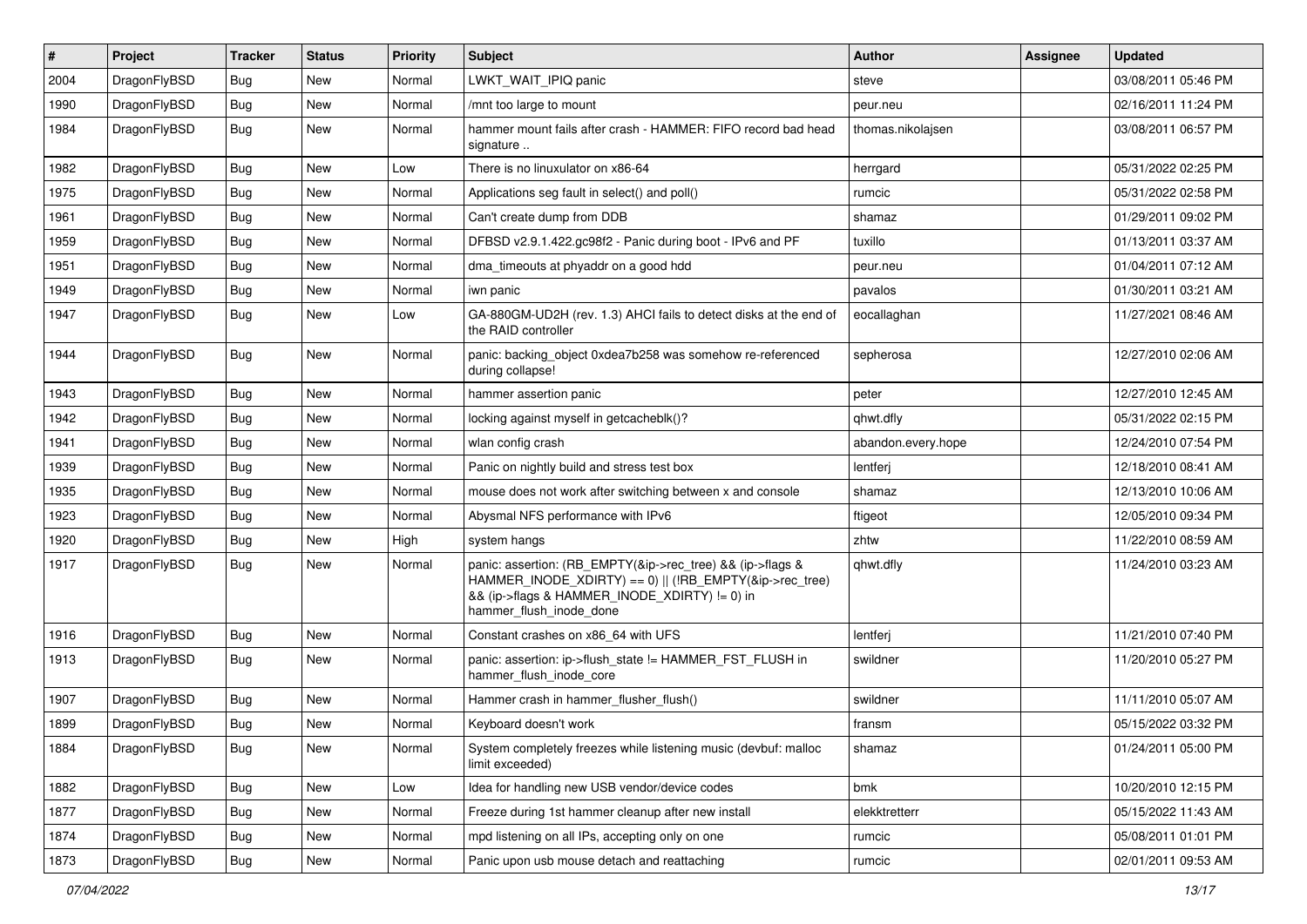| # | Project | Tracker | Status | Priority | Subject | Author | Assignee | Updated |
|---|---|---|---|---|---|---|---|---|
| 2004 | DragonFlyBSD | Bug | New | Normal | LWKT_WAIT_IPIQ panic | steve | | 03/08/2011 05:46 PM |
| 1990 | DragonFlyBSD | Bug | New | Normal | /mnt too large to mount | peur.neu | | 02/16/2011 11:24 PM |
| 1984 | DragonFlyBSD | Bug | New | Normal | hammer mount fails after crash - HAMMER: FIFO record bad head signature .. | thomas.nikolajsen | | 03/08/2011 06:57 PM |
| 1982 | DragonFlyBSD | Bug | New | Low | There is no linuxulator on x86-64 | herrgard | | 05/31/2022 02:25 PM |
| 1975 | DragonFlyBSD | Bug | New | Normal | Applications seg fault in select() and poll() | rumcic | | 05/31/2022 02:58 PM |
| 1961 | DragonFlyBSD | Bug | New | Normal | Can't create dump from DDB | shamaz | | 01/29/2011 09:02 PM |
| 1959 | DragonFlyBSD | Bug | New | Normal | DFBSD v2.9.1.422.gc98f2 - Panic during boot - IPv6 and PF | tuxillo | | 01/13/2011 03:37 AM |
| 1951 | DragonFlyBSD | Bug | New | Normal | dma_timeouts at phyaddr on a good hdd | peur.neu | | 01/04/2011 07:12 AM |
| 1949 | DragonFlyBSD | Bug | New | Normal | iwn panic | pavalos | | 01/30/2011 03:21 AM |
| 1947 | DragonFlyBSD | Bug | New | Low | GA-880GM-UD2H (rev. 1.3) AHCI fails to detect disks at the end of the RAID controller | eocallaghan | | 11/27/2021 08:46 AM |
| 1944 | DragonFlyBSD | Bug | New | Normal | panic: backing_object 0xdea7b258 was somehow re-referenced during collapse! | sepherosa | | 12/27/2010 02:06 AM |
| 1943 | DragonFlyBSD | Bug | New | Normal | hammer assertion panic | peter | | 12/27/2010 12:45 AM |
| 1942 | DragonFlyBSD | Bug | New | Normal | locking against myself in getcacheblk()? | qhwt.dfly | | 05/31/2022 02:15 PM |
| 1941 | DragonFlyBSD | Bug | New | Normal | wlan config crash | abandon.every.hope | | 12/24/2010 07:54 PM |
| 1939 | DragonFlyBSD | Bug | New | Normal | Panic on nightly build and stress test box | lentferj | | 12/18/2010 08:41 AM |
| 1935 | DragonFlyBSD | Bug | New | Normal | mouse does not work after switching between x and console | shamaz | | 12/13/2010 10:06 AM |
| 1923 | DragonFlyBSD | Bug | New | Normal | Abysmal NFS performance with IPv6 | ftigeot | | 12/05/2010 09:34 PM |
| 1920 | DragonFlyBSD | Bug | New | High | system hangs | zhtw | | 11/22/2010 08:59 AM |
| 1917 | DragonFlyBSD | Bug | New | Normal | panic: assertion: (RB_EMPTY(&ip->rec_tree) && (ip->flags & HAMMER_INODE_XDIRTY) == 0) \|\| (!RB_EMPTY(&ip->rec_tree) && (ip->flags & HAMMER_INODE_XDIRTY) != 0) in hammer_flush_inode_done | qhwt.dfly | | 11/24/2010 03:23 AM |
| 1916 | DragonFlyBSD | Bug | New | Normal | Constant crashes on x86_64 with UFS | lentferj | | 11/21/2010 07:40 PM |
| 1913 | DragonFlyBSD | Bug | New | Normal | panic: assertion: ip->flush_state != HAMMER_FST_FLUSH in hammer_flush_inode_core | swildner | | 11/20/2010 05:27 PM |
| 1907 | DragonFlyBSD | Bug | New | Normal | Hammer crash in hammer_flusher_flush() | swildner | | 11/11/2010 05:07 AM |
| 1899 | DragonFlyBSD | Bug | New | Normal | Keyboard doesn't work | fransm | | 05/15/2022 03:32 PM |
| 1884 | DragonFlyBSD | Bug | New | Normal | System completely freezes while listening music (devbuf: malloc limit exceeded) | shamaz | | 01/24/2011 05:00 PM |
| 1882 | DragonFlyBSD | Bug | New | Low | Idea for handling new USB vendor/device codes | bmk | | 10/20/2010 12:15 PM |
| 1877 | DragonFlyBSD | Bug | New | Normal | Freeze during 1st hammer cleanup after new install | elekktretterr | | 05/15/2022 11:43 AM |
| 1874 | DragonFlyBSD | Bug | New | Normal | mpd listening on all IPs, accepting only on one | rumcic | | 05/08/2011 01:01 PM |
| 1873 | DragonFlyBSD | Bug | New | Normal | Panic upon usb mouse detach and reattaching | rumcic | | 02/01/2011 09:53 AM |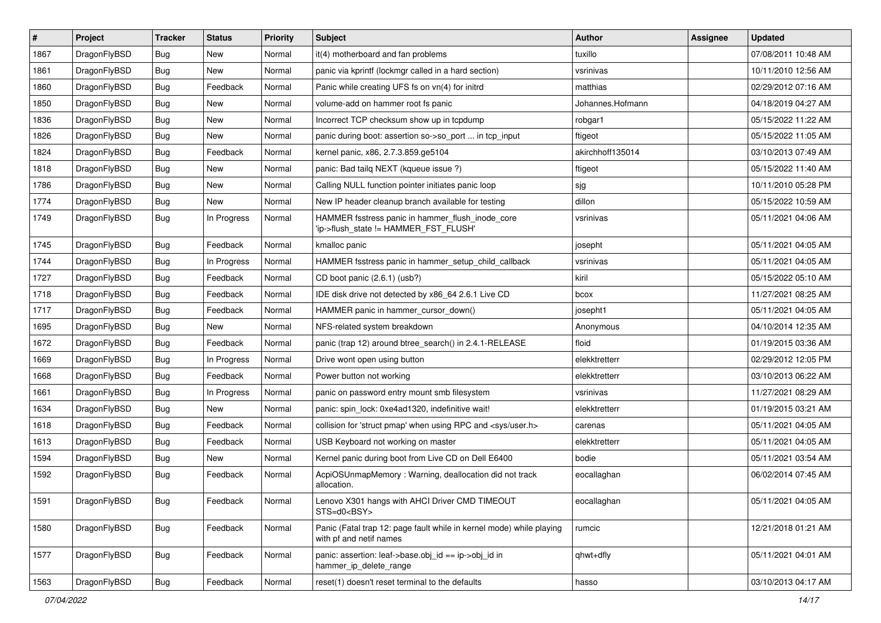| # | Project | Tracker | Status | Priority | Subject | Author | Assignee | Updated |
|---|---|---|---|---|---|---|---|---|
| 1867 | DragonFlyBSD | Bug | New | Normal | it(4) motherboard and fan problems | tuxillo | | 07/08/2011 10:48 AM |
| 1861 | DragonFlyBSD | Bug | New | Normal | panic via kprintf (lockmgr called in a hard section) | vsrinivas | | 10/11/2010 12:56 AM |
| 1860 | DragonFlyBSD | Bug | Feedback | Normal | Panic while creating UFS fs on vn(4) for initrd | matthias | | 02/29/2012 07:16 AM |
| 1850 | DragonFlyBSD | Bug | New | Normal | volume-add on hammer root fs panic | Johannes.Hofmann | | 04/18/2019 04:27 AM |
| 1836 | DragonFlyBSD | Bug | New | Normal | Incorrect TCP checksum show up in tcpdump | robgar1 | | 05/15/2022 11:22 AM |
| 1826 | DragonFlyBSD | Bug | New | Normal | panic during boot: assertion so->so_port ... in tcp_input | ftigeot | | 05/15/2022 11:05 AM |
| 1824 | DragonFlyBSD | Bug | Feedback | Normal | kernel panic, x86, 2.7.3.859.ge5104 | akirchhoff135014 | | 03/10/2013 07:49 AM |
| 1818 | DragonFlyBSD | Bug | New | Normal | panic: Bad tailq NEXT (kqueue issue ?) | ftigeot | | 05/15/2022 11:40 AM |
| 1786 | DragonFlyBSD | Bug | New | Normal | Calling NULL function pointer initiates panic loop | sjg | | 10/11/2010 05:28 PM |
| 1774 | DragonFlyBSD | Bug | New | Normal | New IP header cleanup branch available for testing | dillon | | 05/15/2022 10:59 AM |
| 1749 | DragonFlyBSD | Bug | In Progress | Normal | HAMMER fsstress panic in hammer_flush_inode_core 'ip->flush_state != HAMMER_FST_FLUSH' | vsrinivas | | 05/11/2021 04:06 AM |
| 1745 | DragonFlyBSD | Bug | Feedback | Normal | kmalloc panic | josepht | | 05/11/2021 04:05 AM |
| 1744 | DragonFlyBSD | Bug | In Progress | Normal | HAMMER fsstress panic in hammer_setup_child_callback | vsrinivas | | 05/11/2021 04:05 AM |
| 1727 | DragonFlyBSD | Bug | Feedback | Normal | CD boot panic (2.6.1) (usb?) | kiril | | 05/15/2022 05:10 AM |
| 1718 | DragonFlyBSD | Bug | Feedback | Normal | IDE disk drive not detected by x86_64 2.6.1 Live CD | bcox | | 11/27/2021 08:25 AM |
| 1717 | DragonFlyBSD | Bug | Feedback | Normal | HAMMER panic in hammer_cursor_down() | josepht1 | | 05/11/2021 04:05 AM |
| 1695 | DragonFlyBSD | Bug | New | Normal | NFS-related system breakdown | Anonymous | | 04/10/2014 12:35 AM |
| 1672 | DragonFlyBSD | Bug | Feedback | Normal | panic (trap 12) around btree_search() in 2.4.1-RELEASE | floid | | 01/19/2015 03:36 AM |
| 1669 | DragonFlyBSD | Bug | In Progress | Normal | Drive wont open using button | elekktretterr | | 02/29/2012 12:05 PM |
| 1668 | DragonFlyBSD | Bug | Feedback | Normal | Power button not working | elekktretterr | | 03/10/2013 06:22 AM |
| 1661 | DragonFlyBSD | Bug | In Progress | Normal | panic on password entry mount smb filesystem | vsrinivas | | 11/27/2021 08:29 AM |
| 1634 | DragonFlyBSD | Bug | New | Normal | panic: spin_lock: 0xe4ad1320, indefinitive wait! | elekktretterr | | 01/19/2015 03:21 AM |
| 1618 | DragonFlyBSD | Bug | Feedback | Normal | collision for 'struct pmap' when using RPC and <sys/user.h> | carenas | | 05/11/2021 04:05 AM |
| 1613 | DragonFlyBSD | Bug | Feedback | Normal | USB Keyboard not working on master | elekktretterr | | 05/11/2021 04:05 AM |
| 1594 | DragonFlyBSD | Bug | New | Normal | Kernel panic during boot from Live CD on Dell E6400 | bodie | | 05/11/2021 03:54 AM |
| 1592 | DragonFlyBSD | Bug | Feedback | Normal | AcpiOSUnmapMemory : Warning, deallocation did not track allocation. | eocallaghan | | 06/02/2014 07:45 AM |
| 1591 | DragonFlyBSD | Bug | Feedback | Normal | Lenovo X301 hangs with AHCI Driver CMD TIMEOUT STS=d0<BSY> | eocallaghan | | 05/11/2021 04:05 AM |
| 1580 | DragonFlyBSD | Bug | Feedback | Normal | Panic (Fatal trap 12: page fault while in kernel mode) while playing with pf and netif names | rumcic | | 12/21/2018 01:21 AM |
| 1577 | DragonFlyBSD | Bug | Feedback | Normal | panic: assertion: leaf->base.obj_id == ip->obj_id in hammer_ip_delete_range | qhwt+dfly | | 05/11/2021 04:01 AM |
| 1563 | DragonFlyBSD | Bug | Feedback | Normal | reset(1) doesn't reset terminal to the defaults | hasso | | 03/10/2013 04:17 AM |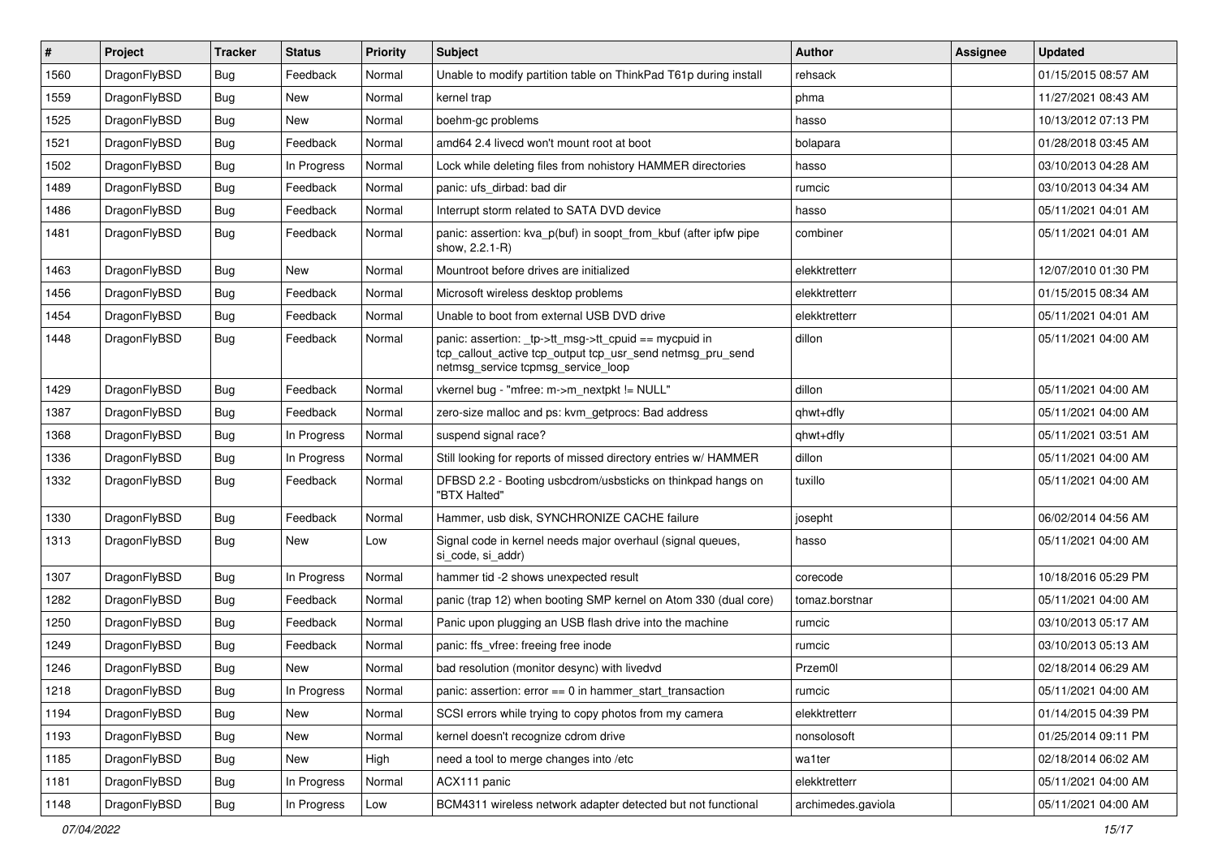| # | Project | Tracker | Status | Priority | Subject | Author | Assignee | Updated |
|---|---|---|---|---|---|---|---|---|
| 1560 | DragonFlyBSD | Bug | Feedback | Normal | Unable to modify partition table on ThinkPad T61p during install | rehsack | | 01/15/2015 08:57 AM |
| 1559 | DragonFlyBSD | Bug | New | Normal | kernel trap | phma | | 11/27/2021 08:43 AM |
| 1525 | DragonFlyBSD | Bug | New | Normal | boehm-gc problems | hasso | | 10/13/2012 07:13 PM |
| 1521 | DragonFlyBSD | Bug | Feedback | Normal | amd64 2.4 livecd won't mount root at boot | bolapara | | 01/28/2018 03:45 AM |
| 1502 | DragonFlyBSD | Bug | In Progress | Normal | Lock while deleting files from nohistory HAMMER directories | hasso | | 03/10/2013 04:28 AM |
| 1489 | DragonFlyBSD | Bug | Feedback | Normal | panic: ufs_dirbad: bad dir | rumcic | | 03/10/2013 04:34 AM |
| 1486 | DragonFlyBSD | Bug | Feedback | Normal | Interrupt storm related to SATA DVD device | hasso | | 05/11/2021 04:01 AM |
| 1481 | DragonFlyBSD | Bug | Feedback | Normal | panic: assertion: kva_p(buf) in soopt_from_kbuf (after ipfw pipe show, 2.2.1-R) | combiner | | 05/11/2021 04:01 AM |
| 1463 | DragonFlyBSD | Bug | New | Normal | Mountroot before drives are initialized | elekktretterr | | 12/07/2010 01:30 PM |
| 1456 | DragonFlyBSD | Bug | Feedback | Normal | Microsoft wireless desktop problems | elekktretterr | | 01/15/2015 08:34 AM |
| 1454 | DragonFlyBSD | Bug | Feedback | Normal | Unable to boot from external USB DVD drive | elekktretterr | | 05/11/2021 04:01 AM |
| 1448 | DragonFlyBSD | Bug | Feedback | Normal | panic: assertion: _tp->tt_msg->tt_cpuid == mycpuid in tcp_callout_active tcp_output tcp_usr_send netmsg_pru_send netmsg_service tcpmsg_service_loop | dillon | | 05/11/2021 04:00 AM |
| 1429 | DragonFlyBSD | Bug | Feedback | Normal | vkernel bug - "mfree: m->m_nextpkt != NULL" | dillon | | 05/11/2021 04:00 AM |
| 1387 | DragonFlyBSD | Bug | Feedback | Normal | zero-size malloc and ps: kvm_getprocs: Bad address | qhwt+dfly | | 05/11/2021 04:00 AM |
| 1368 | DragonFlyBSD | Bug | In Progress | Normal | suspend signal race? | qhwt+dfly | | 05/11/2021 03:51 AM |
| 1336 | DragonFlyBSD | Bug | In Progress | Normal | Still looking for reports of missed directory entries w/ HAMMER | dillon | | 05/11/2021 04:00 AM |
| 1332 | DragonFlyBSD | Bug | Feedback | Normal | DFBSD 2.2 - Booting usbcdrom/usbsticks on thinkpad hangs on "BTX Halted" | tuxillo | | 05/11/2021 04:00 AM |
| 1330 | DragonFlyBSD | Bug | Feedback | Normal | Hammer, usb disk, SYNCHRONIZE CACHE failure | josepht | | 06/02/2014 04:56 AM |
| 1313 | DragonFlyBSD | Bug | New | Low | Signal code in kernel needs major overhaul (signal queues, si_code, si_addr) | hasso | | 05/11/2021 04:00 AM |
| 1307 | DragonFlyBSD | Bug | In Progress | Normal | hammer tid -2 shows unexpected result | corecode | | 10/18/2016 05:29 PM |
| 1282 | DragonFlyBSD | Bug | Feedback | Normal | panic (trap 12) when booting SMP kernel on Atom 330 (dual core) | tomaz.borstnar | | 05/11/2021 04:00 AM |
| 1250 | DragonFlyBSD | Bug | Feedback | Normal | Panic upon plugging an USB flash drive into the machine | rumcic | | 03/10/2013 05:17 AM |
| 1249 | DragonFlyBSD | Bug | Feedback | Normal | panic: ffs_vfree: freeing free inode | rumcic | | 03/10/2013 05:13 AM |
| 1246 | DragonFlyBSD | Bug | New | Normal | bad resolution (monitor desync) with livedvd | Przem0l | | 02/18/2014 06:29 AM |
| 1218 | DragonFlyBSD | Bug | In Progress | Normal | panic: assertion: error == 0 in hammer_start_transaction | rumcic | | 05/11/2021 04:00 AM |
| 1194 | DragonFlyBSD | Bug | New | Normal | SCSI errors while trying to copy photos from my camera | elekktretterr | | 01/14/2015 04:39 PM |
| 1193 | DragonFlyBSD | Bug | New | Normal | kernel doesn't recognize cdrom drive | nonsolosoft | | 01/25/2014 09:11 PM |
| 1185 | DragonFlyBSD | Bug | New | High | need a tool to merge changes into /etc | wa1ter | | 02/18/2014 06:02 AM |
| 1181 | DragonFlyBSD | Bug | In Progress | Normal | ACX111 panic | elekktretterr | | 05/11/2021 04:00 AM |
| 1148 | DragonFlyBSD | Bug | In Progress | Low | BCM4311 wireless network adapter detected but not functional | archimedes.gaviola | | 05/11/2021 04:00 AM |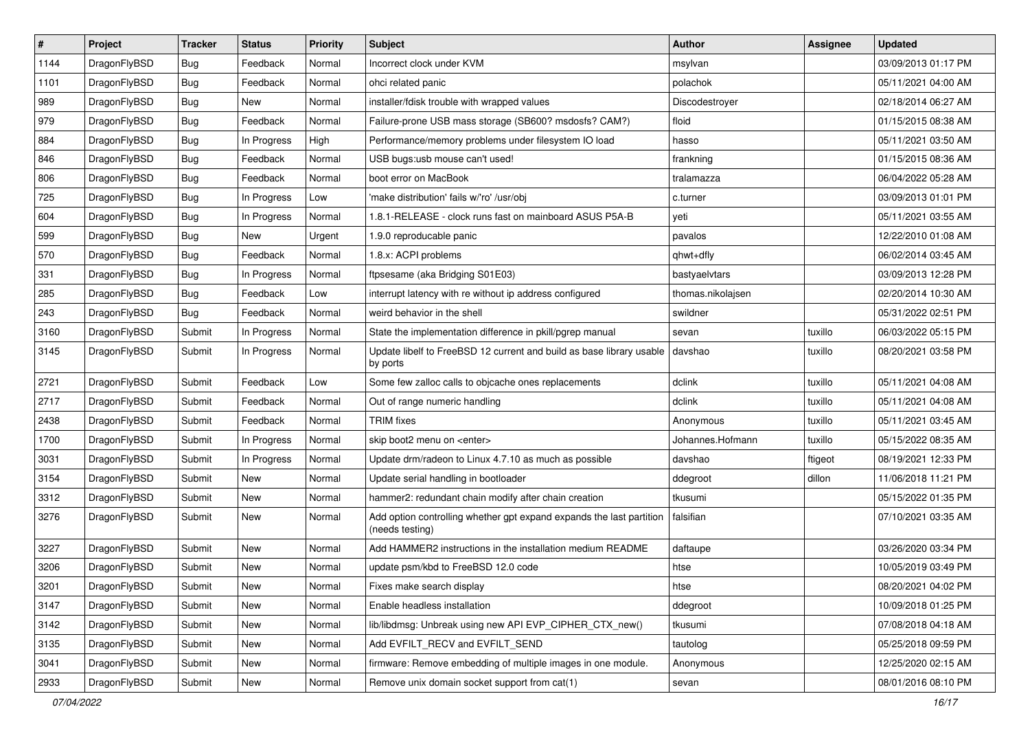| # | Project | Tracker | Status | Priority | Subject | Author | Assignee | Updated |
|---|---|---|---|---|---|---|---|---|
| 1144 | DragonFlyBSD | Bug | Feedback | Normal | Incorrect clock under KVM | msylvan | | 03/09/2013 01:17 PM |
| 1101 | DragonFlyBSD | Bug | Feedback | Normal | ohci related panic | polachok | | 05/11/2021 04:00 AM |
| 989 | DragonFlyBSD | Bug | New | Normal | installer/fdisk trouble with wrapped values | Discodestroyer | | 02/18/2014 06:27 AM |
| 979 | DragonFlyBSD | Bug | Feedback | Normal | Failure-prone USB mass storage (SB600? msdosfs? CAM?) | floid | | 01/15/2015 08:38 AM |
| 884 | DragonFlyBSD | Bug | In Progress | High | Performance/memory problems under filesystem IO load | hasso | | 05/11/2021 03:50 AM |
| 846 | DragonFlyBSD | Bug | Feedback | Normal | USB bugs:usb mouse can't used! | frankning | | 01/15/2015 08:36 AM |
| 806 | DragonFlyBSD | Bug | Feedback | Normal | boot error on MacBook | tralamazza | | 06/04/2022 05:28 AM |
| 725 | DragonFlyBSD | Bug | In Progress | Low | 'make distribution' fails w/'ro' /usr/obj | c.turner | | 03/09/2013 01:01 PM |
| 604 | DragonFlyBSD | Bug | In Progress | Normal | 1.8.1-RELEASE - clock runs fast on mainboard ASUS P5A-B | yeti | | 05/11/2021 03:55 AM |
| 599 | DragonFlyBSD | Bug | New | Urgent | 1.9.0 reproducable panic | pavalos | | 12/22/2010 01:08 AM |
| 570 | DragonFlyBSD | Bug | Feedback | Normal | 1.8.x: ACPI problems | qhwt+dfly | | 06/02/2014 03:45 AM |
| 331 | DragonFlyBSD | Bug | In Progress | Normal | ftpsesame (aka Bridging S01E03) | bastyaelvtars | | 03/09/2013 12:28 PM |
| 285 | DragonFlyBSD | Bug | Feedback | Low | interrupt latency with re without ip address configured | thomas.nikolajsen | | 02/20/2014 10:30 AM |
| 243 | DragonFlyBSD | Bug | Feedback | Normal | weird behavior in the shell | swildner | | 05/31/2022 02:51 PM |
| 3160 | DragonFlyBSD | Submit | In Progress | Normal | State the implementation difference in pkill/pgrep manual | sevan | tuxillo | 06/03/2022 05:15 PM |
| 3145 | DragonFlyBSD | Submit | In Progress | Normal | Update libelf to FreeBSD 12 current and build as base library usable by ports | davshao | tuxillo | 08/20/2021 03:58 PM |
| 2721 | DragonFlyBSD | Submit | Feedback | Low | Some few zalloc calls to objcache ones replacements | dclink | tuxillo | 05/11/2021 04:08 AM |
| 2717 | DragonFlyBSD | Submit | Feedback | Normal | Out of range numeric handling | dclink | tuxillo | 05/11/2021 04:08 AM |
| 2438 | DragonFlyBSD | Submit | Feedback | Normal | TRIM fixes | Anonymous | tuxillo | 05/11/2021 03:45 AM |
| 1700 | DragonFlyBSD | Submit | In Progress | Normal | skip boot2 menu on <enter> | Johannes.Hofmann | tuxillo | 05/15/2022 08:35 AM |
| 3031 | DragonFlyBSD | Submit | In Progress | Normal | Update drm/radeon to Linux 4.7.10 as much as possible | davshao | ftigeot | 08/19/2021 12:33 PM |
| 3154 | DragonFlyBSD | Submit | New | Normal | Update serial handling in bootloader | ddegroot | dillon | 11/06/2018 11:21 PM |
| 3312 | DragonFlyBSD | Submit | New | Normal | hammer2: redundant chain modify after chain creation | tkusumi | | 05/15/2022 01:35 PM |
| 3276 | DragonFlyBSD | Submit | New | Normal | Add option controlling whether gpt expand expands the last partition (needs testing) | falsifian | | 07/10/2021 03:35 AM |
| 3227 | DragonFlyBSD | Submit | New | Normal | Add HAMMER2 instructions in the installation medium README | daftaupe | | 03/26/2020 03:34 PM |
| 3206 | DragonFlyBSD | Submit | New | Normal | update psm/kbd to FreeBSD 12.0 code | htse | | 10/05/2019 03:49 PM |
| 3201 | DragonFlyBSD | Submit | New | Normal | Fixes make search display | htse | | 08/20/2021 04:02 PM |
| 3147 | DragonFlyBSD | Submit | New | Normal | Enable headless installation | ddegroot | | 10/09/2018 01:25 PM |
| 3142 | DragonFlyBSD | Submit | New | Normal | lib/libdmsg: Unbreak using new API EVP_CIPHER_CTX_new() | tkusumi | | 07/08/2018 04:18 AM |
| 3135 | DragonFlyBSD | Submit | New | Normal | Add EVFILT_RECV and EVFILT_SEND | tautolog | | 05/25/2018 09:59 PM |
| 3041 | DragonFlyBSD | Submit | New | Normal | firmware: Remove embedding of multiple images in one module. | Anonymous | | 12/25/2020 02:15 AM |
| 2933 | DragonFlyBSD | Submit | New | Normal | Remove unix domain socket support from cat(1) | sevan | | 08/01/2016 08:10 PM |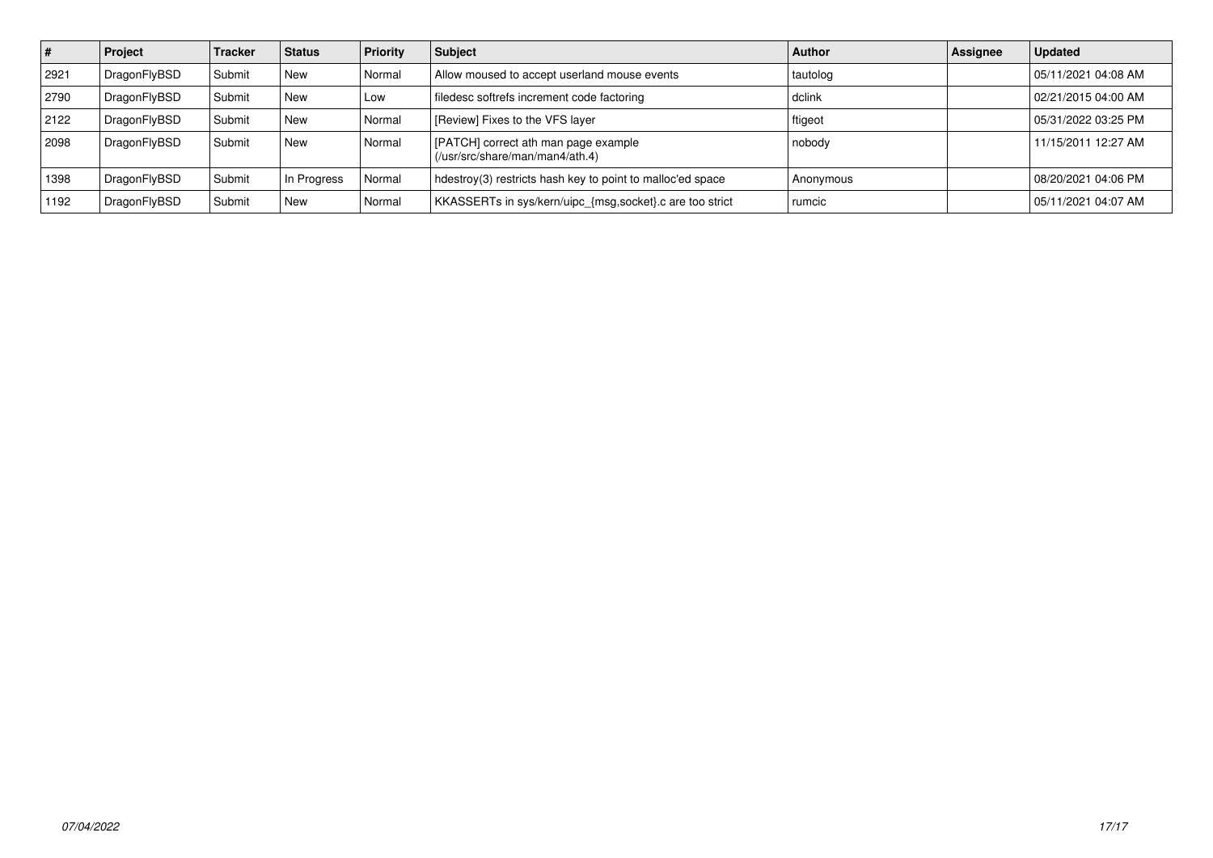| # | Project | Tracker | Status | Priority | Subject | Author | Assignee | Updated |
|---|---|---|---|---|---|---|---|---|
| 2921 | DragonFlyBSD | Submit | New | Normal | Allow moused to accept userland mouse events | tautolog | | 05/11/2021 04:08 AM |
| 2790 | DragonFlyBSD | Submit | New | Low | filedesc softrefs increment code factoring | dclink | | 02/21/2015 04:00 AM |
| 2122 | DragonFlyBSD | Submit | New | Normal | [Review] Fixes to the VFS layer | ftigeot | | 05/31/2022 03:25 PM |
| 2098 | DragonFlyBSD | Submit | New | Normal | [PATCH] correct ath man page example (/usr/src/share/man/man4/ath.4) | nobody | | 11/15/2011 12:27 AM |
| 1398 | DragonFlyBSD | Submit | In Progress | Normal | hdestroy(3) restricts hash key to point to malloc'ed space | Anonymous | | 08/20/2021 04:06 PM |
| 1192 | DragonFlyBSD | Submit | New | Normal | KKASSERTs in sys/kern/uipc_{msg,socket}.c are too strict | rumcic | | 05/11/2021 04:07 AM |

*07/04/2022*